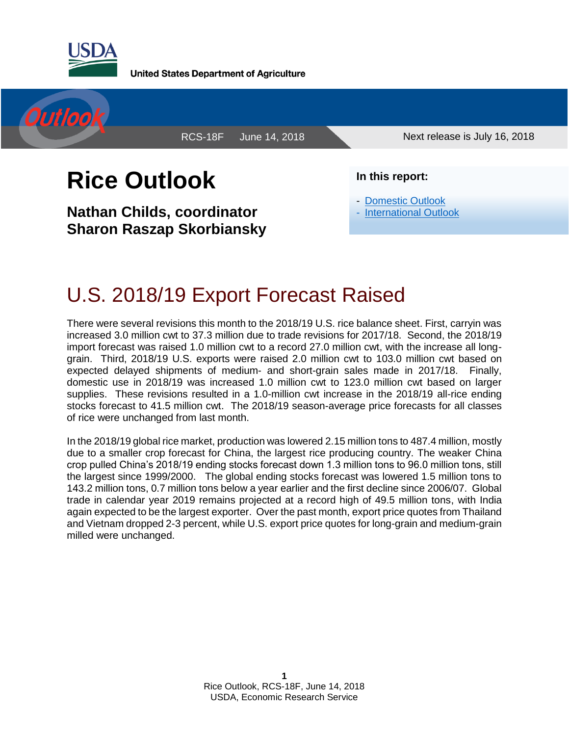United States Department of Agriculture

RCS-18F June 14, 2018

Next release is July 16, 2018

# Rice Outlook

**Nathan Childs, coordinator**
**Sharon Raszap Skorbiansky**

**In this report:**

- Domestic Outlook
- International Outlook

## U.S. 2018/19 Export Forecast Raised

There were several revisions this month to the 2018/19 U.S. rice balance sheet. First, carryin was increased 3.0 million cwt to 37.3 million due to trade revisions for 2017/18. Second, the 2018/19 import forecast was raised 1.0 million cwt to a record 27.0 million cwt, with the increase all long-grain. Third, 2018/19 U.S. exports were raised 2.0 million cwt to 103.0 million cwt based on expected delayed shipments of medium- and short-grain sales made in 2017/18. Finally, domestic use in 2018/19 was increased 1.0 million cwt to 123.0 million cwt based on larger supplies. These revisions resulted in a 1.0-million cwt increase in the 2018/19 all-rice ending stocks forecast to 41.5 million cwt. The 2018/19 season-average price forecasts for all classes of rice were unchanged from last month.

In the 2018/19 global rice market, production was lowered 2.15 million tons to 487.4 million, mostly due to a smaller crop forecast for China, the largest rice producing country. The weaker China crop pulled China's 2018/19 ending stocks forecast down 1.3 million tons to 96.0 million tons, still the largest since 1999/2000. The global ending stocks forecast was lowered 1.5 million tons to 143.2 million tons, 0.7 million tons below a year earlier and the first decline since 2006/07. Global trade in calendar year 2019 remains projected at a record high of 49.5 million tons, with India again expected to be the largest exporter. Over the past month, export price quotes from Thailand and Vietnam dropped 2-3 percent, while U.S. export price quotes for long-grain and medium-grain milled were unchanged.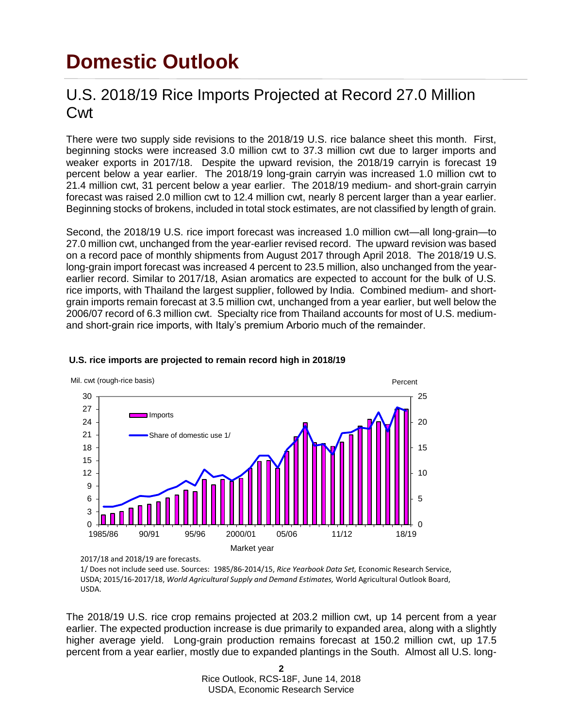# Domestic Outlook

## U.S. 2018/19 Rice Imports Projected at Record 27.0 Million Cwt

There were two supply side revisions to the 2018/19 U.S. rice balance sheet this month. First, beginning stocks were increased 3.0 million cwt to 37.3 million cwt due to larger imports and weaker exports in 2017/18. Despite the upward revision, the 2018/19 carryin is forecast 19 percent below a year earlier. The 2018/19 long-grain carryin was increased 1.0 million cwt to 21.4 million cwt, 31 percent below a year earlier. The 2018/19 medium- and short-grain carryin forecast was raised 2.0 million cwt to 12.4 million cwt, nearly 8 percent larger than a year earlier. Beginning stocks of brokens, included in total stock estimates, are not classified by length of grain.

Second, the 2018/19 U.S. rice import forecast was increased 1.0 million cwt—all long-grain—to 27.0 million cwt, unchanged from the year-earlier revised record. The upward revision was based on a record pace of monthly shipments from August 2017 through April 2018. The 2018/19 U.S. long-grain import forecast was increased 4 percent to 23.5 million, also unchanged from the year-earlier record. Similar to 2017/18, Asian aromatics are expected to account for the bulk of U.S. rice imports, with Thailand the largest supplier, followed by India. Combined medium- and short-grain imports remain forecast at 3.5 million cwt, unchanged from a year earlier, but well below the 2006/07 record of 6.3 million cwt. Specialty rice from Thailand accounts for most of U.S. medium- and short-grain rice imports, with Italy's premium Arborio much of the remainder.

**U.S. rice imports are projected to remain record high in 2018/19**

2017/18 and 2018/19 are forecasts.

1/ Does not include seed use. Sources: 1985/86-2014/15, *Rice Yearbook Data Set,* Economic Research Service, USDA; 2015/16-2017/18, *World Agricultural Supply and Demand Estimates,* World Agricultural Outlook Board, USDA.

The 2018/19 U.S. rice crop remains projected at 203.2 million cwt, up 14 percent from a year earlier. The expected production increase is due primarily to expanded area, along with a slightly higher average yield. Long-grain production remains forecast at 150.2 million cwt, up 17.5 percent from a year earlier, mostly due to expanded plantings in the South. Almost all U.S. long-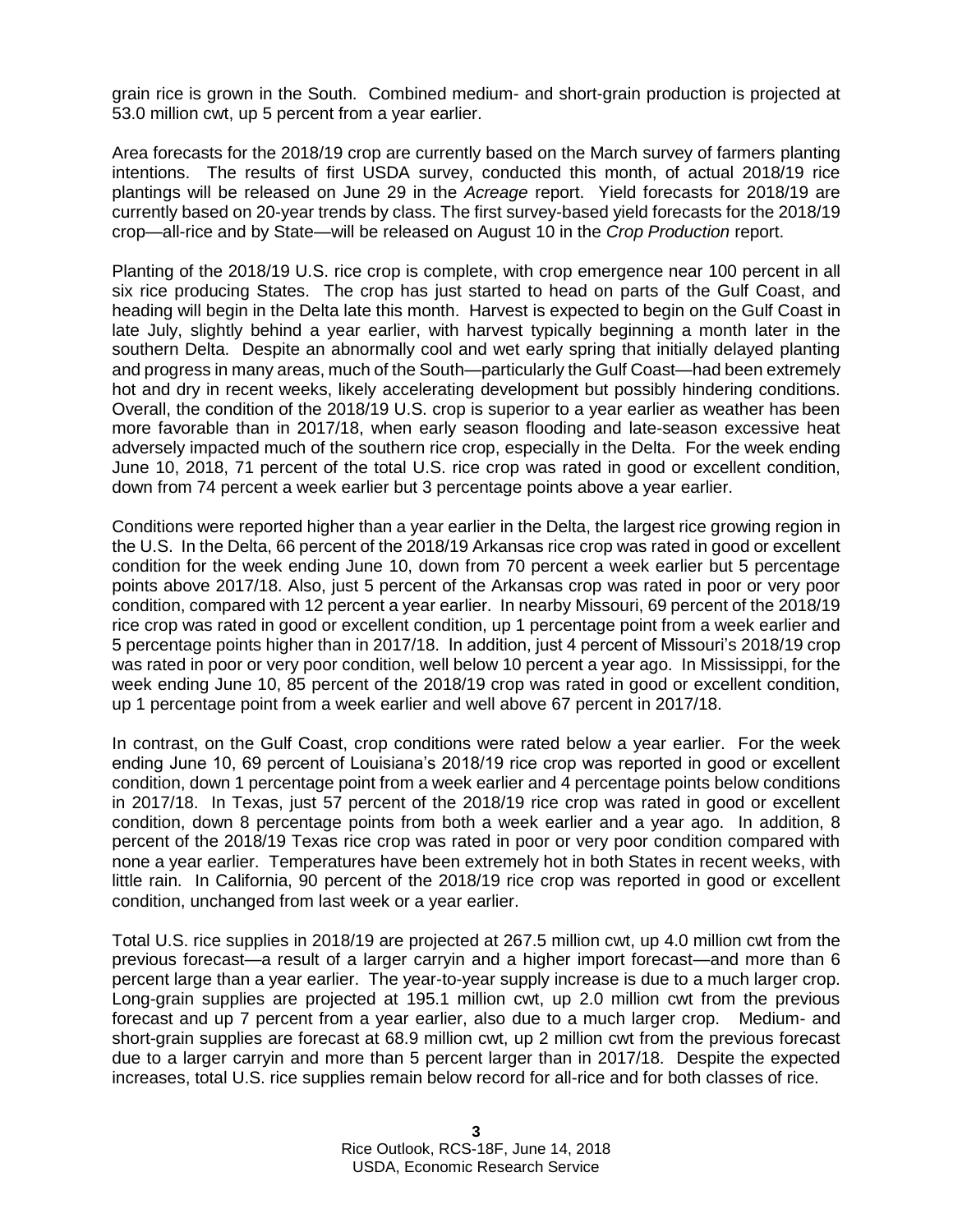grain rice is grown in the South. Combined medium- and short-grain production is projected at 53.0 million cwt, up 5 percent from a year earlier.

Area forecasts for the 2018/19 crop are currently based on the March survey of farmers planting intentions. The results of first USDA survey, conducted this month, of actual 2018/19 rice plantings will be released on June 29 in the *Acreage* report. Yield forecasts for 2018/19 are currently based on 20-year trends by class. The first survey-based yield forecasts for the 2018/19 crop—all-rice and by State—will be released on August 10 in the *Crop Production* report.

Planting of the 2018/19 U.S. rice crop is complete, with crop emergence near 100 percent in all six rice producing States. The crop has just started to head on parts of the Gulf Coast, and heading will begin in the Delta late this month. Harvest is expected to begin on the Gulf Coast in late July, slightly behind a year earlier, with harvest typically beginning a month later in the southern Delta. Despite an abnormally cool and wet early spring that initially delayed planting and progress in many areas, much of the South—particularly the Gulf Coast—had been extremely hot and dry in recent weeks, likely accelerating development but possibly hindering conditions. Overall, the condition of the 2018/19 U.S. crop is superior to a year earlier as weather has been more favorable than in 2017/18, when early season flooding and late-season excessive heat adversely impacted much of the southern rice crop, especially in the Delta. For the week ending June 10, 2018, 71 percent of the total U.S. rice crop was rated in good or excellent condition, down from 74 percent a week earlier but 3 percentage points above a year earlier.

Conditions were reported higher than a year earlier in the Delta, the largest rice growing region in the U.S. In the Delta, 66 percent of the 2018/19 Arkansas rice crop was rated in good or excellent condition for the week ending June 10, down from 70 percent a week earlier but 5 percentage points above 2017/18. Also, just 5 percent of the Arkansas crop was rated in poor or very poor condition, compared with 12 percent a year earlier. In nearby Missouri, 69 percent of the 2018/19 rice crop was rated in good or excellent condition, up 1 percentage point from a week earlier and 5 percentage points higher than in 2017/18. In addition, just 4 percent of Missouri's 2018/19 crop was rated in poor or very poor condition, well below 10 percent a year ago. In Mississippi, for the week ending June 10, 85 percent of the 2018/19 crop was rated in good or excellent condition, up 1 percentage point from a week earlier and well above 67 percent in 2017/18.

In contrast, on the Gulf Coast, crop conditions were rated below a year earlier. For the week ending June 10, 69 percent of Louisiana's 2018/19 rice crop was reported in good or excellent condition, down 1 percentage point from a week earlier and 4 percentage points below conditions in 2017/18. In Texas, just 57 percent of the 2018/19 rice crop was rated in good or excellent condition, down 8 percentage points from both a week earlier and a year ago. In addition, 8 percent of the 2018/19 Texas rice crop was rated in poor or very poor condition compared with none a year earlier. Temperatures have been extremely hot in both States in recent weeks, with little rain. In California, 90 percent of the 2018/19 rice crop was reported in good or excellent condition, unchanged from last week or a year earlier.

Total U.S. rice supplies in 2018/19 are projected at 267.5 million cwt, up 4.0 million cwt from the previous forecast—a result of a larger carryin and a higher import forecast—and more than 6 percent large than a year earlier. The year-to-year supply increase is due to a much larger crop. Long-grain supplies are projected at 195.1 million cwt, up 2.0 million cwt from the previous forecast and up 7 percent from a year earlier, also due to a much larger crop. Medium- and short-grain supplies are forecast at 68.9 million cwt, up 2 million cwt from the previous forecast due to a larger carryin and more than 5 percent larger than in 2017/18. Despite the expected increases, total U.S. rice supplies remain below record for all-rice and for both classes of rice.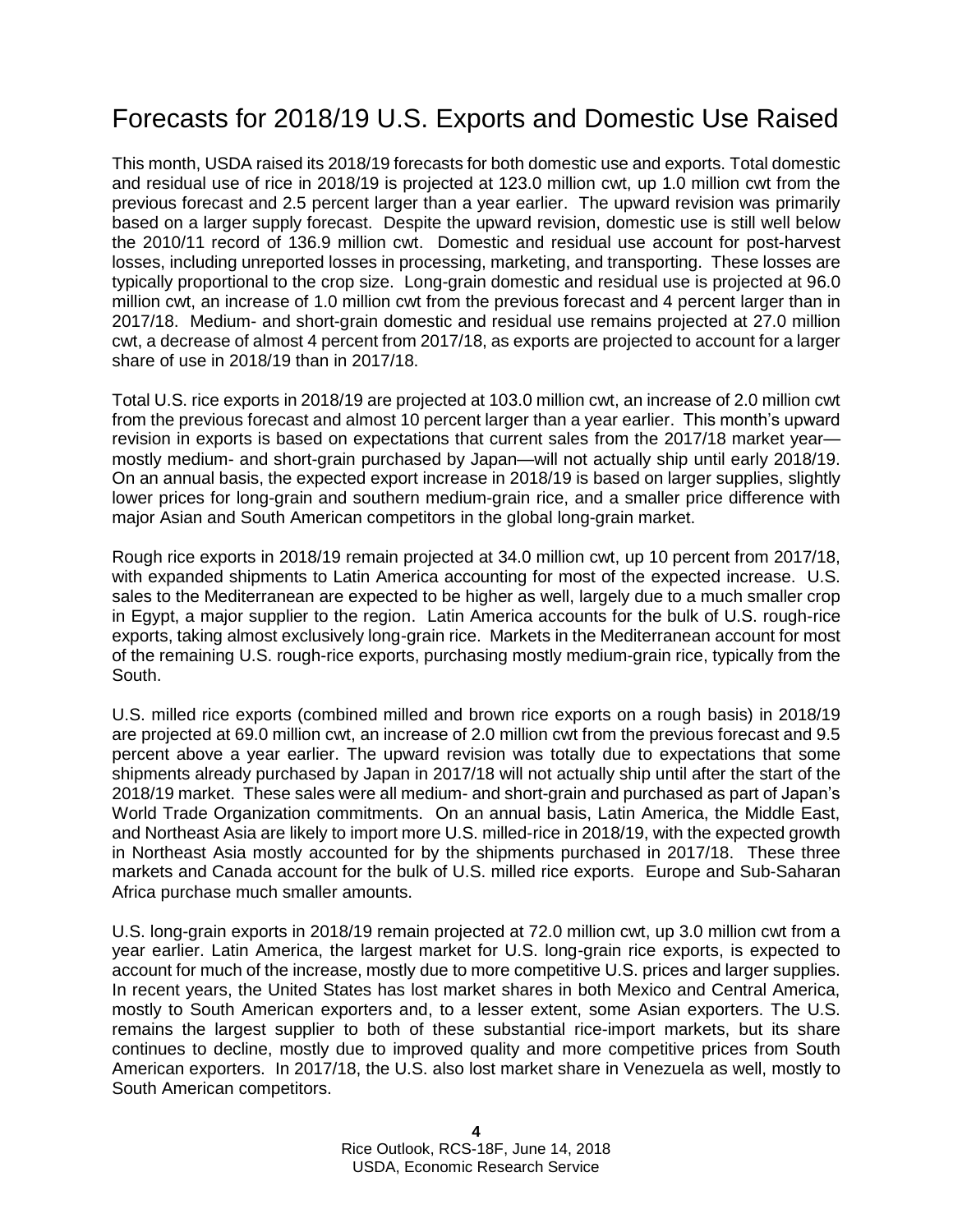# Forecasts for 2018/19 U.S. Exports and Domestic Use Raised

This month, USDA raised its 2018/19 forecasts for both domestic use and exports. Total domestic and residual use of rice in 2018/19 is projected at 123.0 million cwt, up 1.0 million cwt from the previous forecast and 2.5 percent larger than a year earlier. The upward revision was primarily based on a larger supply forecast. Despite the upward revision, domestic use is still well below the 2010/11 record of 136.9 million cwt. Domestic and residual use account for post-harvest losses, including unreported losses in processing, marketing, and transporting. These losses are typically proportional to the crop size. Long-grain domestic and residual use is projected at 96.0 million cwt, an increase of 1.0 million cwt from the previous forecast and 4 percent larger than in 2017/18. Medium- and short-grain domestic and residual use remains projected at 27.0 million cwt, a decrease of almost 4 percent from 2017/18, as exports are projected to account for a larger share of use in 2018/19 than in 2017/18.

Total U.S. rice exports in 2018/19 are projected at 103.0 million cwt, an increase of 2.0 million cwt from the previous forecast and almost 10 percent larger than a year earlier. This month's upward revision in exports is based on expectations that current sales from the 2017/18 market year—mostly medium- and short-grain purchased by Japan—will not actually ship until early 2018/19. On an annual basis, the expected export increase in 2018/19 is based on larger supplies, slightly lower prices for long-grain and southern medium-grain rice, and a smaller price difference with major Asian and South American competitors in the global long-grain market.

Rough rice exports in 2018/19 remain projected at 34.0 million cwt, up 10 percent from 2017/18, with expanded shipments to Latin America accounting for most of the expected increase. U.S. sales to the Mediterranean are expected to be higher as well, largely due to a much smaller crop in Egypt, a major supplier to the region. Latin America accounts for the bulk of U.S. rough-rice exports, taking almost exclusively long-grain rice. Markets in the Mediterranean account for most of the remaining U.S. rough-rice exports, purchasing mostly medium-grain rice, typically from the South.

U.S. milled rice exports (combined milled and brown rice exports on a rough basis) in 2018/19 are projected at 69.0 million cwt, an increase of 2.0 million cwt from the previous forecast and 9.5 percent above a year earlier. The upward revision was totally due to expectations that some shipments already purchased by Japan in 2017/18 will not actually ship until after the start of the 2018/19 market. These sales were all medium- and short-grain and purchased as part of Japan's World Trade Organization commitments. On an annual basis, Latin America, the Middle East, and Northeast Asia are likely to import more U.S. milled-rice in 2018/19, with the expected growth in Northeast Asia mostly accounted for by the shipments purchased in 2017/18. These three markets and Canada account for the bulk of U.S. milled rice exports. Europe and Sub-Saharan Africa purchase much smaller amounts.

U.S. long-grain exports in 2018/19 remain projected at 72.0 million cwt, up 3.0 million cwt from a year earlier. Latin America, the largest market for U.S. long-grain rice exports, is expected to account for much of the increase, mostly due to more competitive U.S. prices and larger supplies. In recent years, the United States has lost market shares in both Mexico and Central America, mostly to South American exporters and, to a lesser extent, some Asian exporters. The U.S. remains the largest supplier to both of these substantial rice-import markets, but its share continues to decline, mostly due to improved quality and more competitive prices from South American exporters. In 2017/18, the U.S. also lost market share in Venezuela as well, mostly to South American competitors.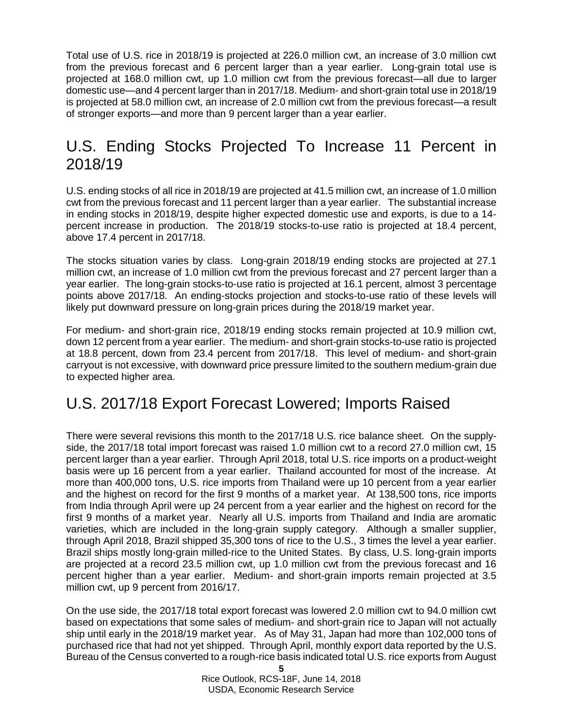Total use of U.S. rice in 2018/19 is projected at 226.0 million cwt, an increase of 3.0 million cwt from the previous forecast and 6 percent larger than a year earlier. Long-grain total use is projected at 168.0 million cwt, up 1.0 million cwt from the previous forecast—all due to larger domestic use—and 4 percent larger than in 2017/18. Medium- and short-grain total use in 2018/19 is projected at 58.0 million cwt, an increase of 2.0 million cwt from the previous forecast—a result of stronger exports—and more than 9 percent larger than a year earlier.

## U.S. Ending Stocks Projected To Increase 11 Percent in 2018/19

U.S. ending stocks of all rice in 2018/19 are projected at 41.5 million cwt, an increase of 1.0 million cwt from the previous forecast and 11 percent larger than a year earlier. The substantial increase in ending stocks in 2018/19, despite higher expected domestic use and exports, is due to a 14-percent increase in production. The 2018/19 stocks-to-use ratio is projected at 18.4 percent, above 17.4 percent in 2017/18.

The stocks situation varies by class. Long-grain 2018/19 ending stocks are projected at 27.1 million cwt, an increase of 1.0 million cwt from the previous forecast and 27 percent larger than a year earlier. The long-grain stocks-to-use ratio is projected at 16.1 percent, almost 3 percentage points above 2017/18. An ending-stocks projection and stocks-to-use ratio of these levels will likely put downward pressure on long-grain prices during the 2018/19 market year.

For medium- and short-grain rice, 2018/19 ending stocks remain projected at 10.9 million cwt, down 12 percent from a year earlier. The medium- and short-grain stocks-to-use ratio is projected at 18.8 percent, down from 23.4 percent from 2017/18. This level of medium- and short-grain carryout is not excessive, with downward price pressure limited to the southern medium-grain due to expected higher area.

## U.S. 2017/18 Export Forecast Lowered; Imports Raised

There were several revisions this month to the 2017/18 U.S. rice balance sheet. On the supply-side, the 2017/18 total import forecast was raised 1.0 million cwt to a record 27.0 million cwt, 15 percent larger than a year earlier. Through April 2018, total U.S. rice imports on a product-weight basis were up 16 percent from a year earlier. Thailand accounted for most of the increase. At more than 400,000 tons, U.S. rice imports from Thailand were up 10 percent from a year earlier and the highest on record for the first 9 months of a market year. At 138,500 tons, rice imports from India through April were up 24 percent from a year earlier and the highest on record for the first 9 months of a market year. Nearly all U.S. imports from Thailand and India are aromatic varieties, which are included in the long-grain supply category. Although a smaller supplier, through April 2018, Brazil shipped 35,300 tons of rice to the U.S., 3 times the level a year earlier. Brazil ships mostly long-grain milled-rice to the United States. By class, U.S. long-grain imports are projected at a record 23.5 million cwt, up 1.0 million cwt from the previous forecast and 16 percent higher than a year earlier. Medium- and short-grain imports remain projected at 3.5 million cwt, up 9 percent from 2016/17.

On the use side, the 2017/18 total export forecast was lowered 2.0 million cwt to 94.0 million cwt based on expectations that some sales of medium- and short-grain rice to Japan will not actually ship until early in the 2018/19 market year. As of May 31, Japan had more than 102,000 tons of purchased rice that had not yet shipped. Through April, monthly export data reported by the U.S. Bureau of the Census converted to a rough-rice basis indicated total U.S. rice exports from August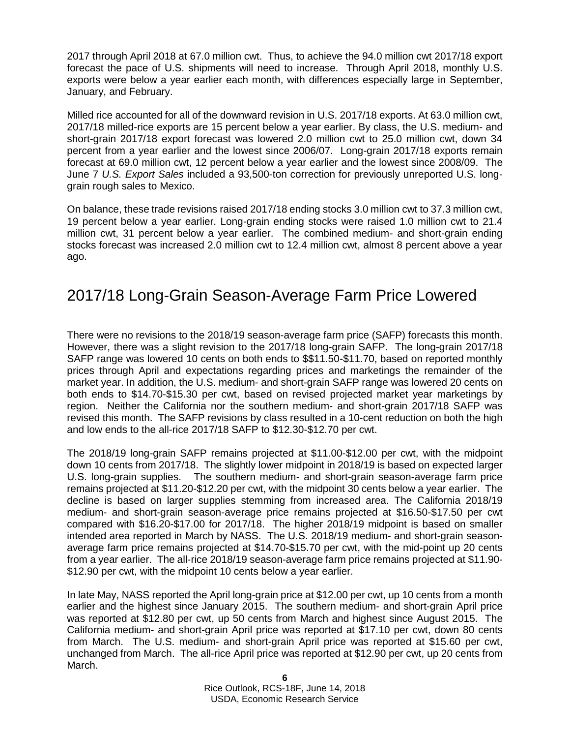2017 through April 2018 at 67.0 million cwt. Thus, to achieve the 94.0 million cwt 2017/18 export forecast the pace of U.S. shipments will need to increase. Through April 2018, monthly U.S. exports were below a year earlier each month, with differences especially large in September, January, and February.

Milled rice accounted for all of the downward revision in U.S. 2017/18 exports. At 63.0 million cwt, 2017/18 milled-rice exports are 15 percent below a year earlier. By class, the U.S. medium- and short-grain 2017/18 export forecast was lowered 2.0 million cwt to 25.0 million cwt, down 34 percent from a year earlier and the lowest since 2006/07. Long-grain 2017/18 exports remain forecast at 69.0 million cwt, 12 percent below a year earlier and the lowest since 2008/09. The June 7 *U.S. Export Sales* included a 93,500-ton correction for previously unreported U.S. long-grain rough sales to Mexico.

On balance, these trade revisions raised 2017/18 ending stocks 3.0 million cwt to 37.3 million cwt, 19 percent below a year earlier. Long-grain ending stocks were raised 1.0 million cwt to 21.4 million cwt, 31 percent below a year earlier. The combined medium- and short-grain ending stocks forecast was increased 2.0 million cwt to 12.4 million cwt, almost 8 percent above a year ago.

## 2017/18 Long-Grain Season-Average Farm Price Lowered

There were no revisions to the 2018/19 season-average farm price (SAFP) forecasts this month. However, there was a slight revision to the 2017/18 long-grain SAFP. The long-grain 2017/18 SAFP range was lowered 10 cents on both ends to $$11.50-$11.70, based on reported monthly prices through April and expectations regarding prices and marketings the remainder of the market year. In addition, the U.S. medium- and short-grain SAFP range was lowered 20 cents on both ends to $14.70-$15.30 per cwt, based on revised projected market year marketings by region. Neither the California nor the southern medium- and short-grain 2017/18 SAFP was revised this month. The SAFP revisions by class resulted in a 10-cent reduction on both the high and low ends to the all-rice 2017/18 SAFP to $12.30-$12.70 per cwt.

The 2018/19 long-grain SAFP remains projected at $11.00-$12.00 per cwt, with the midpoint down 10 cents from 2017/18. The slightly lower midpoint in 2018/19 is based on expected larger U.S. long-grain supplies. The southern medium- and short-grain season-average farm price remains projected at $11.20-$12.20 per cwt, with the midpoint 30 cents below a year earlier. The decline is based on larger supplies stemming from increased area. The California 2018/19 medium- and short-grain season-average price remains projected at $16.50-$17.50 per cwt compared with $16.20-$17.00 for 2017/18. The higher 2018/19 midpoint is based on smaller intended area reported in March by NASS. The U.S. 2018/19 medium- and short-grain season-average farm price remains projected at $14.70-$15.70 per cwt, with the mid-point up 20 cents from a year earlier. The all-rice 2018/19 season-average farm price remains projected at $11.90-$12.90 per cwt, with the midpoint 10 cents below a year earlier.

In late May, NASS reported the April long-grain price at $12.00 per cwt, up 10 cents from a month earlier and the highest since January 2015. The southern medium- and short-grain April price was reported at $12.80 per cwt, up 50 cents from March and highest since August 2015. The California medium- and short-grain April price was reported at $17.10 per cwt, down 80 cents from March. The U.S. medium- and short-grain April price was reported at $15.60 per cwt, unchanged from March. The all-rice April price was reported at $12.90 per cwt, up 20 cents from March.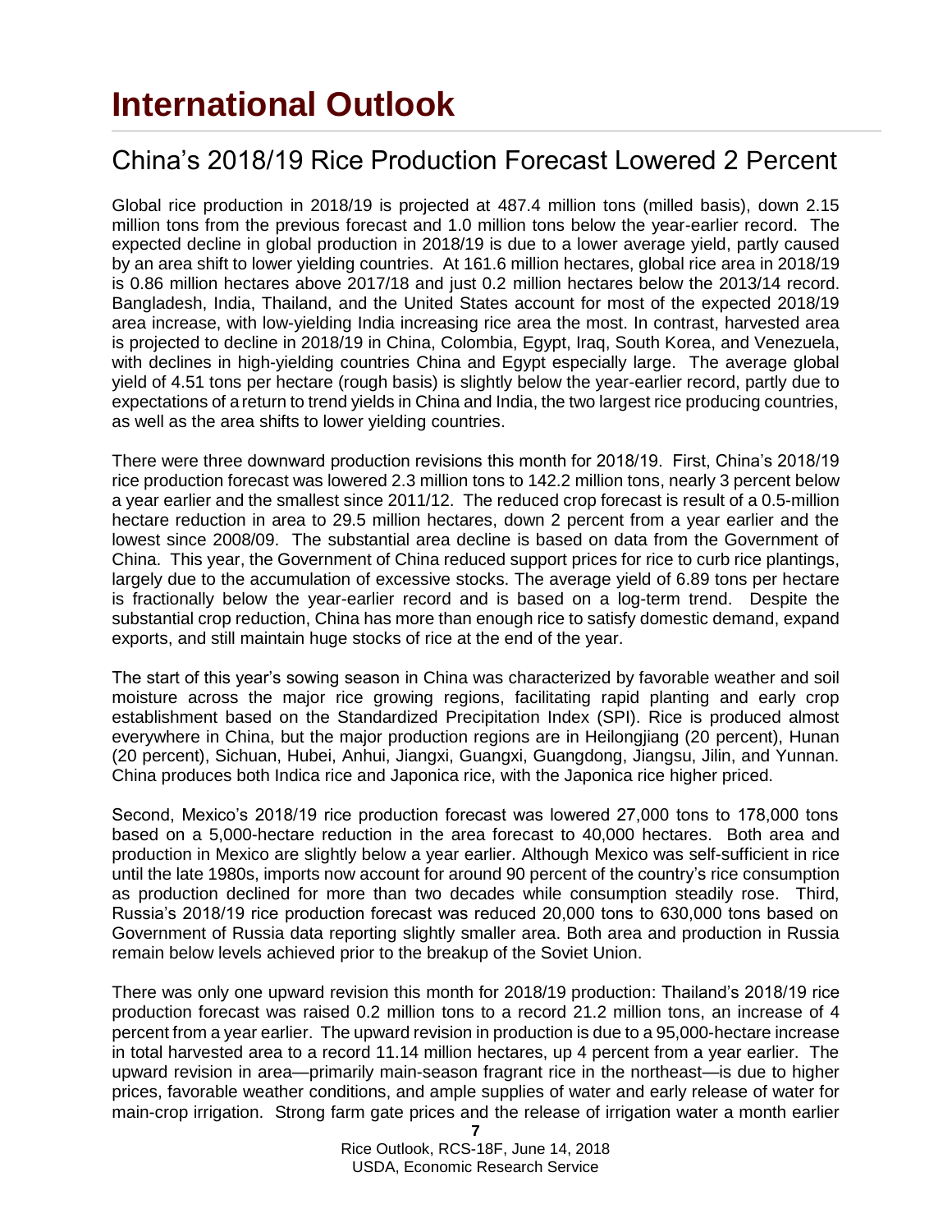# International Outlook

## China's 2018/19 Rice Production Forecast Lowered 2 Percent

Global rice production in 2018/19 is projected at 487.4 million tons (milled basis), down 2.15 million tons from the previous forecast and 1.0 million tons below the year-earlier record. The expected decline in global production in 2018/19 is due to a lower average yield, partly caused by an area shift to lower yielding countries. At 161.6 million hectares, global rice area in 2018/19 is 0.86 million hectares above 2017/18 and just 0.2 million hectares below the 2013/14 record. Bangladesh, India, Thailand, and the United States account for most of the expected 2018/19 area increase, with low-yielding India increasing rice area the most. In contrast, harvested area is projected to decline in 2018/19 in China, Colombia, Egypt, Iraq, South Korea, and Venezuela, with declines in high-yielding countries China and Egypt especially large. The average global yield of 4.51 tons per hectare (rough basis) is slightly below the year-earlier record, partly due to expectations of a return to trend yields in China and India, the two largest rice producing countries, as well as the area shifts to lower yielding countries.

There were three downward production revisions this month for 2018/19. First, China's 2018/19 rice production forecast was lowered 2.3 million tons to 142.2 million tons, nearly 3 percent below a year earlier and the smallest since 2011/12. The reduced crop forecast is result of a 0.5-million hectare reduction in area to 29.5 million hectares, down 2 percent from a year earlier and the lowest since 2008/09. The substantial area decline is based on data from the Government of China. This year, the Government of China reduced support prices for rice to curb rice plantings, largely due to the accumulation of excessive stocks. The average yield of 6.89 tons per hectare is fractionally below the year-earlier record and is based on a log-term trend. Despite the substantial crop reduction, China has more than enough rice to satisfy domestic demand, expand exports, and still maintain huge stocks of rice at the end of the year.

The start of this year's sowing season in China was characterized by favorable weather and soil moisture across the major rice growing regions, facilitating rapid planting and early crop establishment based on the Standardized Precipitation Index (SPI). Rice is produced almost everywhere in China, but the major production regions are in Heilongjiang (20 percent), Hunan (20 percent), Sichuan, Hubei, Anhui, Jiangxi, Guangxi, Guangdong, Jiangsu, Jilin, and Yunnan. China produces both Indica rice and Japonica rice, with the Japonica rice higher priced.

Second, Mexico's 2018/19 rice production forecast was lowered 27,000 tons to 178,000 tons based on a 5,000-hectare reduction in the area forecast to 40,000 hectares. Both area and production in Mexico are slightly below a year earlier. Although Mexico was self-sufficient in rice until the late 1980s, imports now account for around 90 percent of the country's rice consumption as production declined for more than two decades while consumption steadily rose. Third, Russia's 2018/19 rice production forecast was reduced 20,000 tons to 630,000 tons based on Government of Russia data reporting slightly smaller area. Both area and production in Russia remain below levels achieved prior to the breakup of the Soviet Union.

There was only one upward revision this month for 2018/19 production: Thailand's 2018/19 rice production forecast was raised 0.2 million tons to a record 21.2 million tons, an increase of 4 percent from a year earlier. The upward revision in production is due to a 95,000-hectare increase in total harvested area to a record 11.14 million hectares, up 4 percent from a year earlier. The upward revision in area—primarily main-season fragrant rice in the northeast—is due to higher prices, favorable weather conditions, and ample supplies of water and early release of water for main-crop irrigation. Strong farm gate prices and the release of irrigation water a month earlier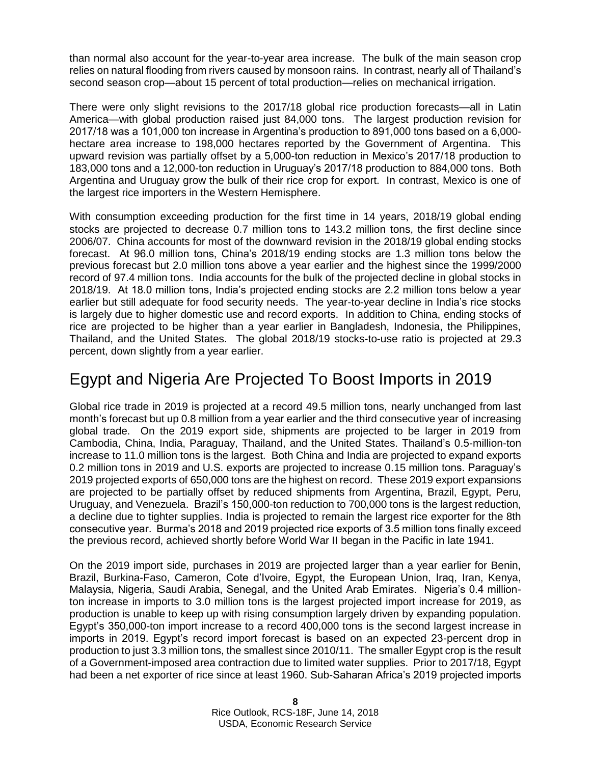than normal also account for the year-to-year area increase. The bulk of the main season crop relies on natural flooding from rivers caused by monsoon rains. In contrast, nearly all of Thailand's second season crop—about 15 percent of total production—relies on mechanical irrigation.

There were only slight revisions to the 2017/18 global rice production forecasts—all in Latin America—with global production raised just 84,000 tons. The largest production revision for 2017/18 was a 101,000 ton increase in Argentina's production to 891,000 tons based on a 6,000-hectare area increase to 198,000 hectares reported by the Government of Argentina. This upward revision was partially offset by a 5,000-ton reduction in Mexico's 2017/18 production to 183,000 tons and a 12,000-ton reduction in Uruguay's 2017/18 production to 884,000 tons. Both Argentina and Uruguay grow the bulk of their rice crop for export. In contrast, Mexico is one of the largest rice importers in the Western Hemisphere.

With consumption exceeding production for the first time in 14 years, 2018/19 global ending stocks are projected to decrease 0.7 million tons to 143.2 million tons, the first decline since 2006/07. China accounts for most of the downward revision in the 2018/19 global ending stocks forecast. At 96.0 million tons, China's 2018/19 ending stocks are 1.3 million tons below the previous forecast but 2.0 million tons above a year earlier and the highest since the 1999/2000 record of 97.4 million tons. India accounts for the bulk of the projected decline in global stocks in 2018/19. At 18.0 million tons, India's projected ending stocks are 2.2 million tons below a year earlier but still adequate for food security needs. The year-to-year decline in India's rice stocks is largely due to higher domestic use and record exports. In addition to China, ending stocks of rice are projected to be higher than a year earlier in Bangladesh, Indonesia, the Philippines, Thailand, and the United States. The global 2018/19 stocks-to-use ratio is projected at 29.3 percent, down slightly from a year earlier.

# Egypt and Nigeria Are Projected To Boost Imports in 2019

Global rice trade in 2019 is projected at a record 49.5 million tons, nearly unchanged from last month's forecast but up 0.8 million from a year earlier and the third consecutive year of increasing global trade. On the 2019 export side, shipments are projected to be larger in 2019 from Cambodia, China, India, Paraguay, Thailand, and the United States. Thailand's 0.5-million-ton increase to 11.0 million tons is the largest. Both China and India are projected to expand exports 0.2 million tons in 2019 and U.S. exports are projected to increase 0.15 million tons. Paraguay's 2019 projected exports of 650,000 tons are the highest on record. These 2019 export expansions are projected to be partially offset by reduced shipments from Argentina, Brazil, Egypt, Peru, Uruguay, and Venezuela. Brazil's 150,000-ton reduction to 700,000 tons is the largest reduction, a decline due to tighter supplies. India is projected to remain the largest rice exporter for the 8th consecutive year. Burma's 2018 and 2019 projected rice exports of 3.5 million tons finally exceed the previous record, achieved shortly before World War II began in the Pacific in late 1941.

On the 2019 import side, purchases in 2019 are projected larger than a year earlier for Benin, Brazil, Burkina-Faso, Cameron, Cote d'Ivoire, Egypt, the European Union, Iraq, Iran, Kenya, Malaysia, Nigeria, Saudi Arabia, Senegal, and the United Arab Emirates. Nigeria's 0.4 million-ton increase in imports to 3.0 million tons is the largest projected import increase for 2019, as production is unable to keep up with rising consumption largely driven by expanding population. Egypt's 350,000-ton import increase to a record 400,000 tons is the second largest increase in imports in 2019. Egypt's record import forecast is based on an expected 23-percent drop in production to just 3.3 million tons, the smallest since 2010/11. The smaller Egypt crop is the result of a Government-imposed area contraction due to limited water supplies. Prior to 2017/18, Egypt had been a net exporter of rice since at least 1960. Sub-Saharan Africa's 2019 projected imports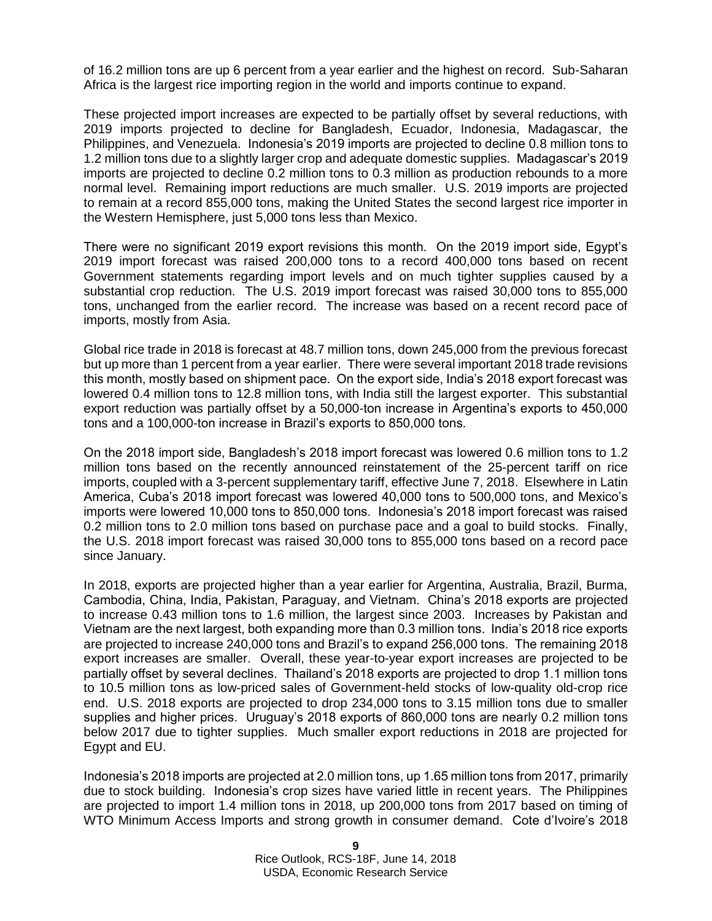of 16.2 million tons are up 6 percent from a year earlier and the highest on record. Sub-Saharan Africa is the largest rice importing region in the world and imports continue to expand.

These projected import increases are expected to be partially offset by several reductions, with 2019 imports projected to decline for Bangladesh, Ecuador, Indonesia, Madagascar, the Philippines, and Venezuela. Indonesia's 2019 imports are projected to decline 0.8 million tons to 1.2 million tons due to a slightly larger crop and adequate domestic supplies. Madagascar's 2019 imports are projected to decline 0.2 million tons to 0.3 million as production rebounds to a more normal level. Remaining import reductions are much smaller. U.S. 2019 imports are projected to remain at a record 855,000 tons, making the United States the second largest rice importer in the Western Hemisphere, just 5,000 tons less than Mexico.

There were no significant 2019 export revisions this month. On the 2019 import side, Egypt's 2019 import forecast was raised 200,000 tons to a record 400,000 tons based on recent Government statements regarding import levels and on much tighter supplies caused by a substantial crop reduction. The U.S. 2019 import forecast was raised 30,000 tons to 855,000 tons, unchanged from the earlier record. The increase was based on a recent record pace of imports, mostly from Asia.

Global rice trade in 2018 is forecast at 48.7 million tons, down 245,000 from the previous forecast but up more than 1 percent from a year earlier. There were several important 2018 trade revisions this month, mostly based on shipment pace. On the export side, India's 2018 export forecast was lowered 0.4 million tons to 12.8 million tons, with India still the largest exporter. This substantial export reduction was partially offset by a 50,000-ton increase in Argentina's exports to 450,000 tons and a 100,000-ton increase in Brazil's exports to 850,000 tons.

On the 2018 import side, Bangladesh's 2018 import forecast was lowered 0.6 million tons to 1.2 million tons based on the recently announced reinstatement of the 25-percent tariff on rice imports, coupled with a 3-percent supplementary tariff, effective June 7, 2018. Elsewhere in Latin America, Cuba's 2018 import forecast was lowered 40,000 tons to 500,000 tons, and Mexico's imports were lowered 10,000 tons to 850,000 tons. Indonesia's 2018 import forecast was raised 0.2 million tons to 2.0 million tons based on purchase pace and a goal to build stocks. Finally, the U.S. 2018 import forecast was raised 30,000 tons to 855,000 tons based on a record pace since January.

In 2018, exports are projected higher than a year earlier for Argentina, Australia, Brazil, Burma, Cambodia, China, India, Pakistan, Paraguay, and Vietnam. China's 2018 exports are projected to increase 0.43 million tons to 1.6 million, the largest since 2003. Increases by Pakistan and Vietnam are the next largest, both expanding more than 0.3 million tons. India's 2018 rice exports are projected to increase 240,000 tons and Brazil's to expand 256,000 tons. The remaining 2018 export increases are smaller. Overall, these year-to-year export increases are projected to be partially offset by several declines. Thailand's 2018 exports are projected to drop 1.1 million tons to 10.5 million tons as low-priced sales of Government-held stocks of low-quality old-crop rice end. U.S. 2018 exports are projected to drop 234,000 tons to 3.15 million tons due to smaller supplies and higher prices. Uruguay's 2018 exports of 860,000 tons are nearly 0.2 million tons below 2017 due to tighter supplies. Much smaller export reductions in 2018 are projected for Egypt and EU.

Indonesia's 2018 imports are projected at 2.0 million tons, up 1.65 million tons from 2017, primarily due to stock building. Indonesia's crop sizes have varied little in recent years. The Philippines are projected to import 1.4 million tons in 2018, up 200,000 tons from 2017 based on timing of WTO Minimum Access Imports and strong growth in consumer demand. Cote d'Ivoire's 2018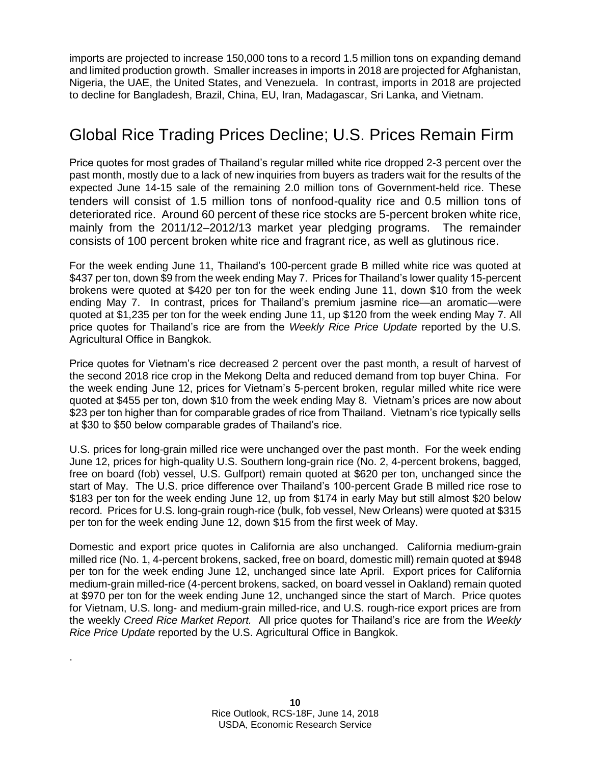imports are projected to increase 150,000 tons to a record 1.5 million tons on expanding demand and limited production growth. Smaller increases in imports in 2018 are projected for Afghanistan, Nigeria, the UAE, the United States, and Venezuela. In contrast, imports in 2018 are projected to decline for Bangladesh, Brazil, China, EU, Iran, Madagascar, Sri Lanka, and Vietnam.

# Global Rice Trading Prices Decline; U.S. Prices Remain Firm

Price quotes for most grades of Thailand's regular milled white rice dropped 2-3 percent over the past month, mostly due to a lack of new inquiries from buyers as traders wait for the results of the expected June 14-15 sale of the remaining 2.0 million tons of Government-held rice. These tenders will consist of 1.5 million tons of nonfood-quality rice and 0.5 million tons of deteriorated rice. Around 60 percent of these rice stocks are 5-percent broken white rice, mainly from the 2011/12–2012/13 market year pledging programs. The remainder consists of 100 percent broken white rice and fragrant rice, as well as glutinous rice.

For the week ending June 11, Thailand's 100-percent grade B milled white rice was quoted at $437 per ton, down $9 from the week ending May 7. Prices for Thailand's lower quality 15-percent brokens were quoted at $420 per ton for the week ending June 11, down $10 from the week ending May 7. In contrast, prices for Thailand's premium jasmine rice—an aromatic—were quoted at $1,235 per ton for the week ending June 11, up $120 from the week ending May 7. All price quotes for Thailand's rice are from the *Weekly Rice Price Update* reported by the U.S. Agricultural Office in Bangkok.

Price quotes for Vietnam's rice decreased 2 percent over the past month, a result of harvest of the second 2018 rice crop in the Mekong Delta and reduced demand from top buyer China. For the week ending June 12, prices for Vietnam's 5-percent broken, regular milled white rice were quoted at $455 per ton, down $10 from the week ending May 8. Vietnam's prices are now about $23 per ton higher than for comparable grades of rice from Thailand. Vietnam's rice typically sells at $30 to $50 below comparable grades of Thailand's rice.

U.S. prices for long-grain milled rice were unchanged over the past month. For the week ending June 12, prices for high-quality U.S. Southern long-grain rice (No. 2, 4-percent brokens, bagged, free on board (fob) vessel, U.S. Gulfport) remain quoted at $620 per ton, unchanged since the start of May. The U.S. price difference over Thailand's 100-percent Grade B milled rice rose to $183 per ton for the week ending June 12, up from $174 in early May but still almost $20 below record. Prices for U.S. long-grain rough-rice (bulk, fob vessel, New Orleans) were quoted at $315 per ton for the week ending June 12, down $15 from the first week of May.

Domestic and export price quotes in California are also unchanged. California medium-grain milled rice (No. 1, 4-percent brokens, sacked, free on board, domestic mill) remain quoted at $948 per ton for the week ending June 12, unchanged since late April. Export prices for California medium-grain milled-rice (4-percent brokens, sacked, on board vessel in Oakland) remain quoted at $970 per ton for the week ending June 12, unchanged since the start of March. Price quotes for Vietnam, U.S. long- and medium-grain milled-rice, and U.S. rough-rice export prices are from the weekly *Creed Rice Market Report.* All price quotes for Thailand's rice are from the *Weekly Rice Price Update* reported by the U.S. Agricultural Office in Bangkok.

.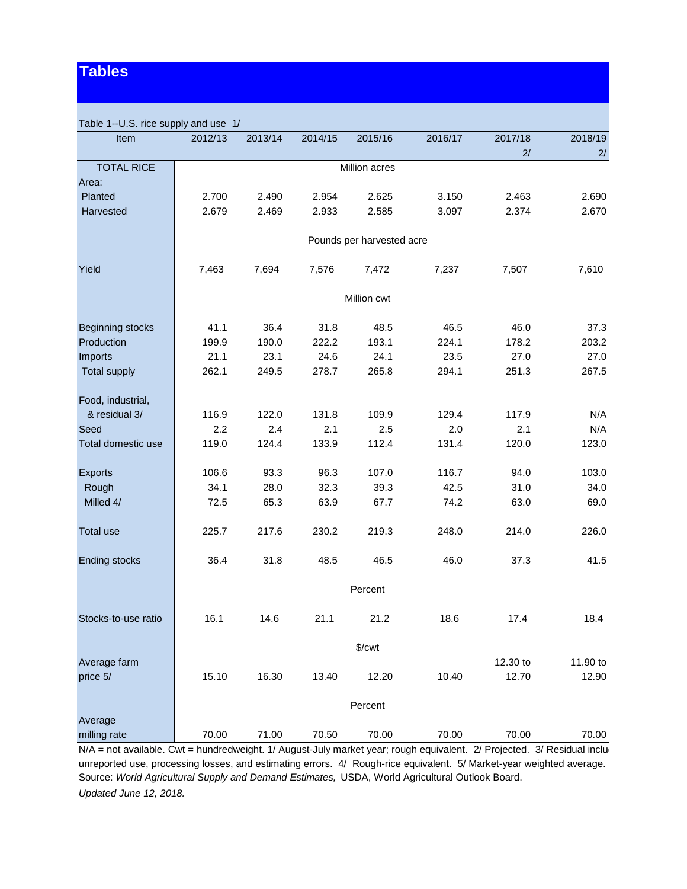# Tables

Table 1--U.S. rice supply and use 1/

| Item | 2012/13 | 2013/14 | 2014/15 | 2015/16 | 2016/17 | 2017/18 2/ | 2018/19 2/ |
|---|---|---|---|---|---|---|---|
| TOTAL RICE | | | | Million acres | | | |
| Area: | | | | | | | |
| Planted | 2.700 | 2.490 | 2.954 | 2.625 | 3.150 | 2.463 | 2.690 |
| Harvested | 2.679 | 2.469 | 2.933 | 2.585 | 3.097 | 2.374 | 2.670 |
| | | | | Pounds per harvested acre | | | |
| Yield | 7,463 | 7,694 | 7,576 | 7,472 | 7,237 | 7,507 | 7,610 |
| | | | | Million cwt | | | |
| Beginning stocks | 41.1 | 36.4 | 31.8 | 48.5 | 46.5 | 46.0 | 37.3 |
| Production | 199.9 | 190.0 | 222.2 | 193.1 | 224.1 | 178.2 | 203.2 |
| Imports | 21.1 | 23.1 | 24.6 | 24.1 | 23.5 | 27.0 | 27.0 |
| Total supply | 262.1 | 249.5 | 278.7 | 265.8 | 294.1 | 251.3 | 267.5 |
| Food, industrial, & residual 3/ | 116.9 | 122.0 | 131.8 | 109.9 | 129.4 | 117.9 | N/A |
| Seed | 2.2 | 2.4 | 2.1 | 2.5 | 2.0 | 2.1 | N/A |
| Total domestic use | 119.0 | 124.4 | 133.9 | 112.4 | 131.4 | 120.0 | 123.0 |
| Exports | 106.6 | 93.3 | 96.3 | 107.0 | 116.7 | 94.0 | 103.0 |
| Rough | 34.1 | 28.0 | 32.3 | 39.3 | 42.5 | 31.0 | 34.0 |
| Milled 4/ | 72.5 | 65.3 | 63.9 | 67.7 | 74.2 | 63.0 | 69.0 |
| Total use | 225.7 | 217.6 | 230.2 | 219.3 | 248.0 | 214.0 | 226.0 |
| Ending stocks | 36.4 | 31.8 | 48.5 | 46.5 | 46.0 | 37.3 | 41.5 |
| | | | | Percent | | | |
| Stocks-to-use ratio | 16.1 | 14.6 | 21.1 | 21.2 | 18.6 | 17.4 | 18.4 |
| | | | | $/cwt | | | |
| Average farm price 5/ | 15.10 | 16.30 | 13.40 | 12.20 | 10.40 | 12.30 to 12.70 | 11.90 to 12.90 |
| | | | | Percent | | | |
| Average milling rate | 70.00 | 71.00 | 70.50 | 70.00 | 70.00 | 70.00 | 70.00 |

N/A = not available. Cwt = hundredweight. 1/ August-July market year; rough equivalent. 2/ Projected. 3/ Residual includes unreported use, processing losses, and estimating errors. 4/ Rough-rice equivalent. 5/ Market-year weighted average.
Source: *World Agricultural Supply and Demand Estimates,* USDA, World Agricultural Outlook Board.
*Updated June 12, 2018.*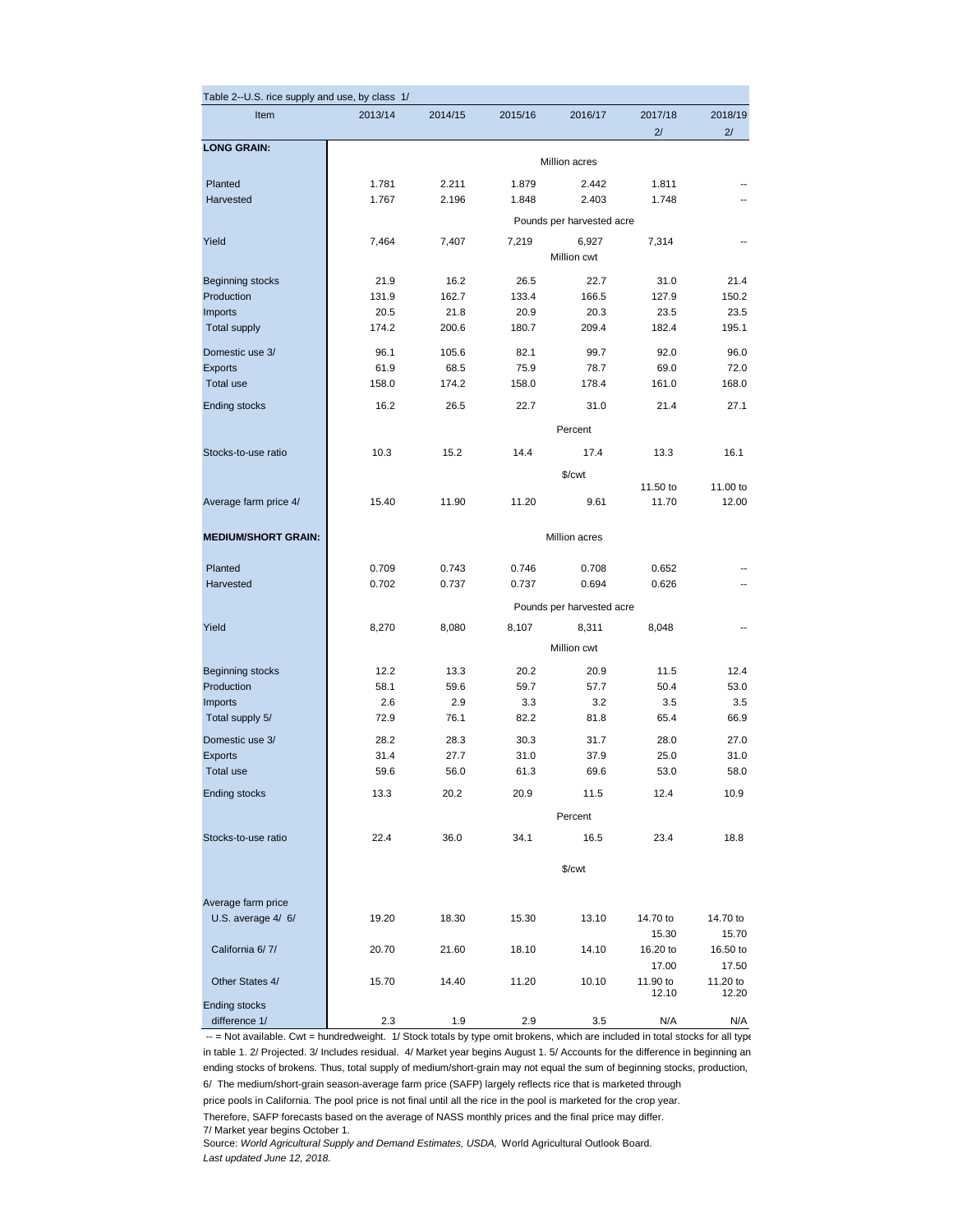Table 2--U.S. rice supply and use, by class 1/

| Item | 2013/14 | 2014/15 | 2015/16 | 2016/17 | 2017/18 2/ | 2018/19 2/ |
|---|---|---|---|---|---|---|
| **LONG GRAIN:** | | | | | | |
| | | | | Million acres | | |
| Planted | 1.781 | 2.211 | 1.879 | 2.442 | 1.811 | -- |
| Harvested | 1.767 | 2.196 | 1.848 | 2.403 | 1.748 | -- |
| | | | | Pounds per harvested acre | | |
| Yield | 7,464 | 7,407 | 7,219 | 6,927 | 7,314 | -- |
| | | | | Million cwt | | |
| Beginning stocks | 21.9 | 16.2 | 26.5 | 22.7 | 31.0 | 21.4 |
| Production | 131.9 | 162.7 | 133.4 | 166.5 | 127.9 | 150.2 |
| Imports | 20.5 | 21.8 | 20.9 | 20.3 | 23.5 | 23.5 |
| Total supply | 174.2 | 200.6 | 180.7 | 209.4 | 182.4 | 195.1 |
| Domestic use 3/ | 96.1 | 105.6 | 82.1 | 99.7 | 92.0 | 96.0 |
| Exports | 61.9 | 68.5 | 75.9 | 78.7 | 69.0 | 72.0 |
| Total use | 158.0 | 174.2 | 158.0 | 178.4 | 161.0 | 168.0 |
| Ending stocks | 16.2 | 26.5 | 22.7 | 31.0 | 21.4 | 27.1 |
| | | | | Percent | | |
| Stocks-to-use ratio | 10.3 | 15.2 | 14.4 | 17.4 | 13.3 | 16.1 |
| | | | | $/cwt | | |
| Average farm price 4/ | 15.40 | 11.90 | 11.20 | 9.61 | 11.50 to 11.70 | 11.00 to 12.00 |
| **MEDIUM/SHORT GRAIN:** | | | | Million acres | | |
| Planted | 0.709 | 0.743 | 0.746 | 0.708 | 0.652 | -- |
| Harvested | 0.702 | 0.737 | 0.737 | 0.694 | 0.626 | -- |
| | | | | Pounds per harvested acre | | |
| Yield | 8,270 | 8,080 | 8,107 | 8,311 | 8,048 | -- |
| | | | | Million cwt | | |
| Beginning stocks | 12.2 | 13.3 | 20.2 | 20.9 | 11.5 | 12.4 |
| Production | 58.1 | 59.6 | 59.7 | 57.7 | 50.4 | 53.0 |
| Imports | 2.6 | 2.9 | 3.3 | 3.2 | 3.5 | 3.5 |
| Total supply 5/ | 72.9 | 76.1 | 82.2 | 81.8 | 65.4 | 66.9 |
| Domestic use 3/ | 28.2 | 28.3 | 30.3 | 31.7 | 28.0 | 27.0 |
| Exports | 31.4 | 27.7 | 31.0 | 37.9 | 25.0 | 31.0 |
| Total use | 59.6 | 56.0 | 61.3 | 69.6 | 53.0 | 58.0 |
| Ending stocks | 13.3 | 20.2 | 20.9 | 11.5 | 12.4 | 10.9 |
| | | | | Percent | | |
| Stocks-to-use ratio | 22.4 | 36.0 | 34.1 | 16.5 | 23.4 | 18.8 |
| | | | | $/cwt | | |
| Average farm price | | | | | | |
| U.S. average 4/ 6/ | 19.20 | 18.30 | 15.30 | 13.10 | 14.70 to 15.30 | 14.70 to 15.70 |
| California 6/ 7/ | 20.70 | 21.60 | 18.10 | 14.10 | 16.20 to 17.00 | 16.50 to 17.50 |
| Other States 4/ | 15.70 | 14.40 | 11.20 | 10.10 | 11.90 to 12.10 | 11.20 to 12.20 |
| Ending stocks difference 1/ | 2.3 | 1.9 | 2.9 | 3.5 | N/A | N/A |

-- = Not available. Cwt = hundredweight. 1/ Stock totals by type omit brokens, which are included in total stocks for all type in table 1. 2/ Projected. 3/ Includes residual. 4/ Market year begins August 1. 5/ Accounts for the difference in beginning an ending stocks of brokens. Thus, total supply of medium/short-grain may not equal the sum of beginning stocks, production,

6/ The medium/short-grain season-average farm price (SAFP) largely reflects rice that is marketed through price pools in California. The pool price is not final until all the rice in the pool is marketed for the crop year. Therefore, SAFP forecasts based on the average of NASS monthly prices and the final price may differ.

7/ Market year begins October 1.

Source: *World Agricultural Supply and Demand Estimates, USDA,* World Agricultural Outlook Board.

*Last updated June 12, 2018.*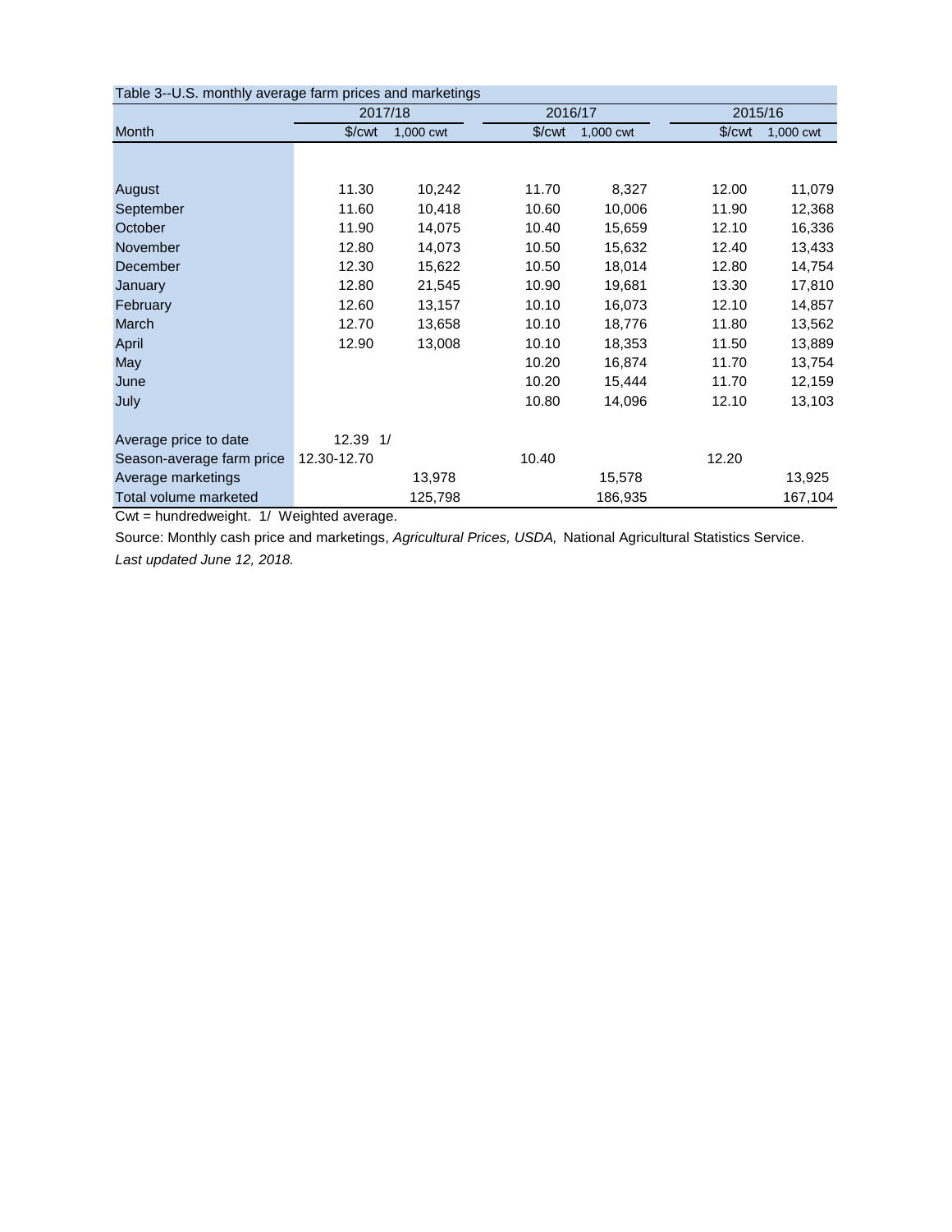Table 3--U.S. monthly average farm prices and marketings

| Month | 2017/18 | | 2016/17 | | 2015/16 | |
|---|---|---|---|---|---|---|
| | $/cwt | 1,000 cwt | $/cwt | 1,000 cwt | $/cwt | 1,000 cwt |
| August | 11.30 | 10,242 | 11.70 | 8,327 | 12.00 | 11,079 |
| September | 11.60 | 10,418 | 10.60 | 10,006 | 11.90 | 12,368 |
| October | 11.90 | 14,075 | 10.40 | 15,659 | 12.10 | 16,336 |
| November | 12.80 | 14,073 | 10.50 | 15,632 | 12.40 | 13,433 |
| December | 12.30 | 15,622 | 10.50 | 18,014 | 12.80 | 14,754 |
| January | 12.80 | 21,545 | 10.90 | 19,681 | 13.30 | 17,810 |
| February | 12.60 | 13,157 | 10.10 | 16,073 | 12.10 | 14,857 |
| March | 12.70 | 13,658 | 10.10 | 18,776 | 11.80 | 13,562 |
| April | 12.90 | 13,008 | 10.10 | 18,353 | 11.50 | 13,889 |
| May | | | 10.20 | 16,874 | 11.70 | 13,754 |
| June | | | 10.20 | 15,444 | 11.70 | 12,159 |
| July | | | 10.80 | 14,096 | 12.10 | 13,103 |
| Average price to date | 12.39 1/ | | | | | |
| Season-average farm price | 12.30-12.70 | | 10.40 | | 12.20 | |
| Average marketings | | 13,978 | | 15,578 | | 13,925 |
| Total volume marketed | | 125,798 | | 186,935 | | 167,104 |

Cwt = hundredweight. 1/ Weighted average.

Source: Monthly cash price and marketings, *Agricultural Prices, USDA,* National Agricultural Statistics Service.

*Last updated June 12, 2018.*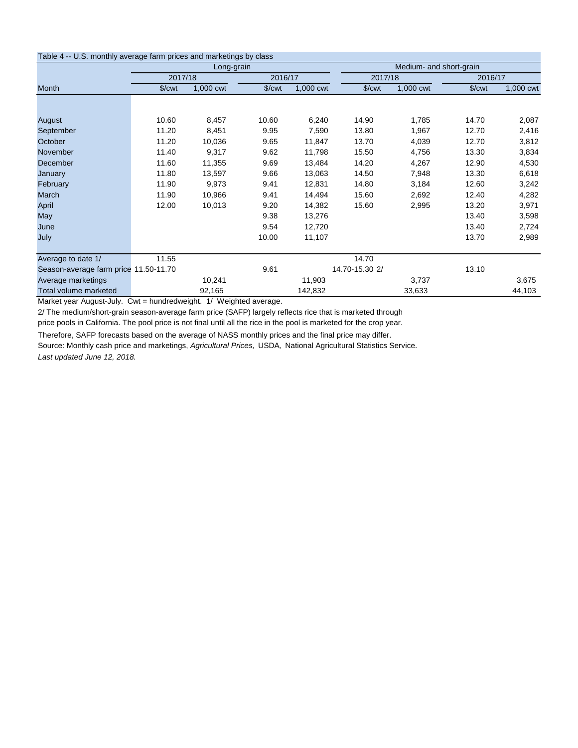Table 4 -- U.S. monthly average farm prices and marketings by class

| | Long-grain | | | | Medium- and short-grain | | | |
|---|---|---|---|---|---|---|---|---|
| | 2017/18 | | 2016/17 | | 2017/18 | | 2016/17 | |
| Month | $/cwt | 1,000 cwt | $/cwt | 1,000 cwt | $/cwt | 1,000 cwt | $/cwt | 1,000 cwt |
| August | 10.60 | 8,457 | 10.60 | 6,240 | 14.90 | 1,785 | 14.70 | 2,087 |
| September | 11.20 | 8,451 | 9.95 | 7,590 | 13.80 | 1,967 | 12.70 | 2,416 |
| October | 11.20 | 10,036 | 9.65 | 11,847 | 13.70 | 4,039 | 12.70 | 3,812 |
| November | 11.40 | 9,317 | 9.62 | 11,798 | 15.50 | 4,756 | 13.30 | 3,834 |
| December | 11.60 | 11,355 | 9.69 | 13,484 | 14.20 | 4,267 | 12.90 | 4,530 |
| January | 11.80 | 13,597 | 9.66 | 13,063 | 14.50 | 7,948 | 13.30 | 6,618 |
| February | 11.90 | 9,973 | 9.41 | 12,831 | 14.80 | 3,184 | 12.60 | 3,242 |
| March | 11.90 | 10,966 | 9.41 | 14,494 | 15.60 | 2,692 | 12.40 | 4,282 |
| April | 12.00 | 10,013 | 9.20 | 14,382 | 15.60 | 2,995 | 13.20 | 3,971 |
| May | | | 9.38 | 13,276 | | | 13.40 | 3,598 |
| June | | | 9.54 | 12,720 | | | 13.40 | 2,724 |
| July | | | 10.00 | 11,107 | | | 13.70 | 2,989 |
| Average to date 1/ | 11.55 | | | | 14.70 | | | |
| Season-average farm price | 11.50-11.70 | | 9.61 | | 14.70-15.30 2/ | | 13.10 | |
| Average marketings | | 10,241 | | 11,903 | | 3,737 | | 3,675 |
| Total volume marketed | | 92,165 | | 142,832 | | 33,633 | | 44,103 |

Market year August-July. Cwt = hundredweight. 1/ Weighted average.

2/ The medium/short-grain season-average farm price (SAFP) largely reflects rice that is marketed through price pools in California. The pool price is not final until all the rice in the pool is marketed for the crop year.

Therefore, SAFP forecasts based on the average of NASS monthly prices and the final price may differ.

Source: Monthly cash price and marketings, *Agricultural Prices,* USDA, National Agricultural Statistics Service.

*Last updated June 12, 2018.*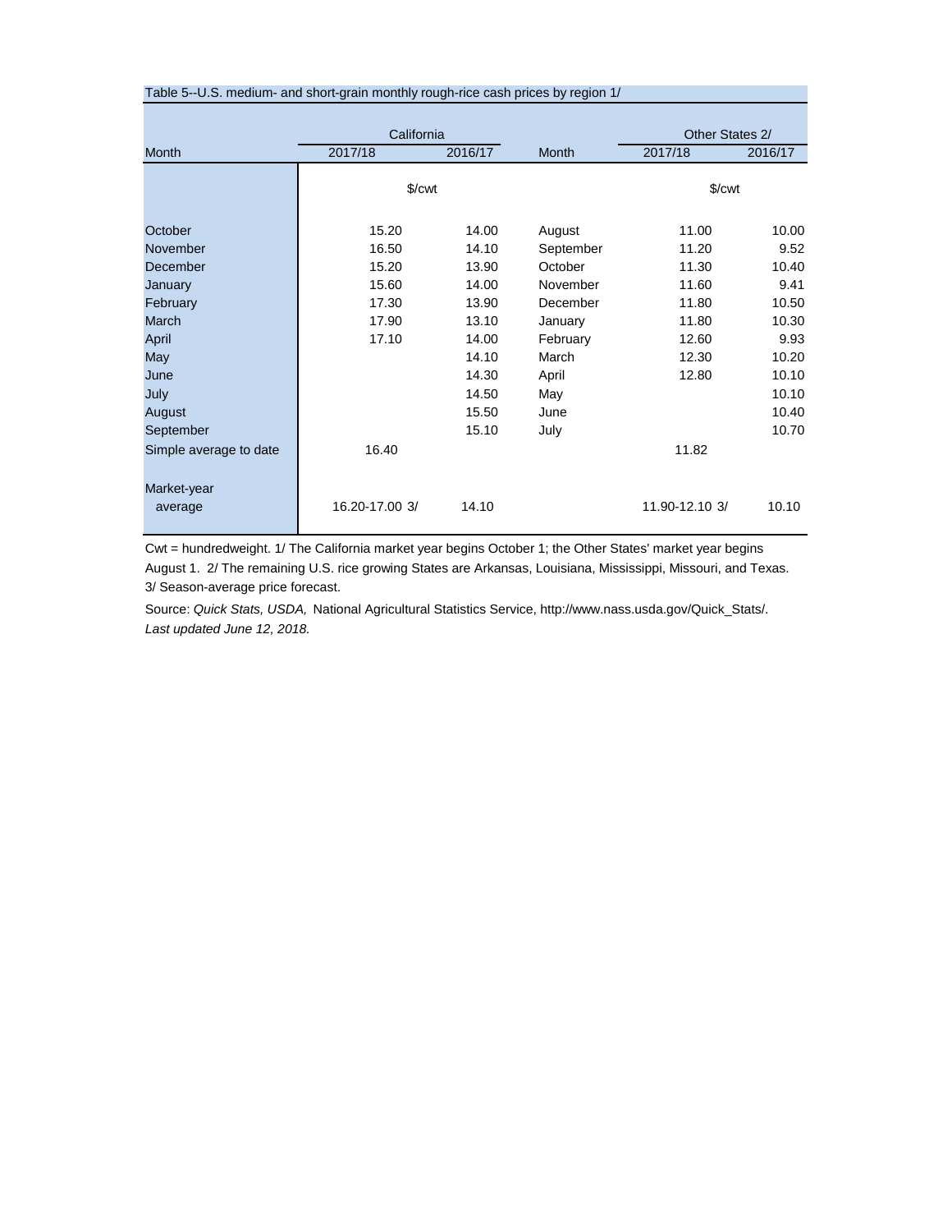Table 5--U.S. medium- and short-grain monthly rough-rice cash prices by region 1/

| Month | California 2017/18 | California 2016/17 | Month | Other States 2/ 2017/18 | Other States 2/ 2016/17 |
|---|---|---|---|---|---|
| | $/cwt | | | $/cwt | |
| October | 15.20 | 14.00 | August | 11.00 | 10.00 |
| November | 16.50 | 14.10 | September | 11.20 | 9.52 |
| December | 15.20 | 13.90 | October | 11.30 | 10.40 |
| January | 15.60 | 14.00 | November | 11.60 | 9.41 |
| February | 17.30 | 13.90 | December | 11.80 | 10.50 |
| March | 17.90 | 13.10 | January | 11.80 | 10.30 |
| April | 17.10 | 14.00 | February | 12.60 | 9.93 |
| May | | 14.10 | March | 12.30 | 10.20 |
| June | | 14.30 | April | 12.80 | 10.10 |
| July | | 14.50 | May | | 10.10 |
| August | | 15.50 | June | | 10.40 |
| September | | 15.10 | July | | 10.70 |
| Simple average to date | 16.40 | | | 11.82 | |
| Market-year average | 16.20-17.00 3/ | 14.10 | | 11.90-12.10 3/ | 10.10 |

Cwt = hundredweight. 1/ The California market year begins October 1; the Other States' market year begins August 1. 2/ The remaining U.S. rice growing States are Arkansas, Louisiana, Mississippi, Missouri, and Texas. 3/ Season-average price forecast.

Source: *Quick Stats, USDA,* National Agricultural Statistics Service, http://www.nass.usda.gov/Quick_Stats/.

*Last updated June 12, 2018.*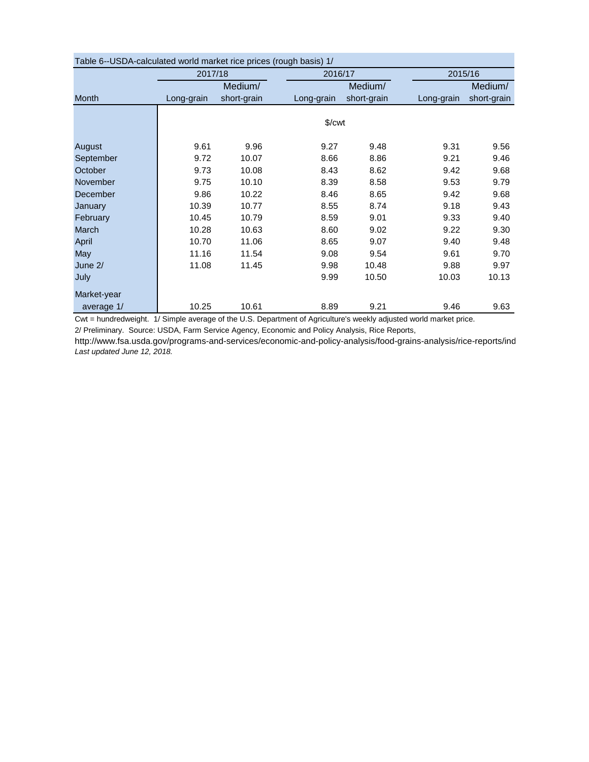Table 6--USDA-calculated world market rice prices (rough basis) 1/

| Month | 2017/18 | | 2016/17 | | 2015/16 | |
|---|---|---|---|---|---|---|
| | Long-grain | Medium/ short-grain | Long-grain | Medium/ short-grain | Long-grain | Medium/ short-grain |
| | $/cwt | | | | | |
| August | 9.61 | 9.96 | 9.27 | 9.48 | 9.31 | 9.56 |
| September | 9.72 | 10.07 | 8.66 | 8.86 | 9.21 | 9.46 |
| October | 9.73 | 10.08 | 8.43 | 8.62 | 9.42 | 9.68 |
| November | 9.75 | 10.10 | 8.39 | 8.58 | 9.53 | 9.79 |
| December | 9.86 | 10.22 | 8.46 | 8.65 | 9.42 | 9.68 |
| January | 10.39 | 10.77 | 8.55 | 8.74 | 9.18 | 9.43 |
| February | 10.45 | 10.79 | 8.59 | 9.01 | 9.33 | 9.40 |
| March | 10.28 | 10.63 | 8.60 | 9.02 | 9.22 | 9.30 |
| April | 10.70 | 11.06 | 8.65 | 9.07 | 9.40 | 9.48 |
| May | 11.16 | 11.54 | 9.08 | 9.54 | 9.61 | 9.70 |
| June 2/ | 11.08 | 11.45 | 9.98 | 10.48 | 9.88 | 9.97 |
| July | | | 9.99 | 10.50 | 10.03 | 10.13 |
| Market-year average 1/ | 10.25 | 10.61 | 8.89 | 9.21 | 9.46 | 9.63 |

Cwt = hundredweight. 1/ Simple average of the U.S. Department of Agriculture's weekly adjusted world market price.

2/ Preliminary. Source: USDA, Farm Service Agency, Economic and Policy Analysis, Rice Reports,

http://www.fsa.usda.gov/programs-and-services/economic-and-policy-analysis/food-grains-analysis/rice-reports/ind

*Last updated June 12, 2018.*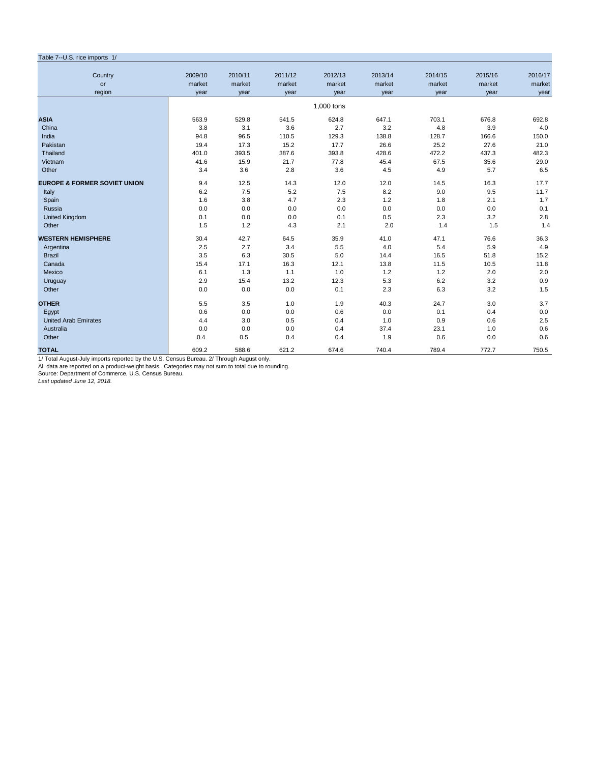Table 7--U.S. rice imports 1/

| Country or region | 2009/10 market year | 2010/11 market year | 2011/12 market year | 2012/13 market year | 2013/14 market year | 2014/15 market year | 2015/16 market year | 2016/17 market year |
|---|---|---|---|---|---|---|---|---|
| | | | | 1,000 tons | | | | |
| **ASIA** | 563.9 | 529.8 | 541.5 | 624.8 | 647.1 | 703.1 | 676.8 | 692.8 |
| China | 3.8 | 3.1 | 3.6 | 2.7 | 3.2 | 4.8 | 3.9 | 4.0 |
| India | 94.8 | 96.5 | 110.5 | 129.3 | 138.8 | 128.7 | 166.6 | 150.0 |
| Pakistan | 19.4 | 17.3 | 15.2 | 17.7 | 26.6 | 25.2 | 27.6 | 21.0 |
| Thailand | 401.0 | 393.5 | 387.6 | 393.8 | 428.6 | 472.2 | 437.3 | 482.3 |
| Vietnam | 41.6 | 15.9 | 21.7 | 77.8 | 45.4 | 67.5 | 35.6 | 29.0 |
| Other | 3.4 | 3.6 | 2.8 | 3.6 | 4.5 | 4.9 | 5.7 | 6.5 |
| **EUROPE & FORMER SOVIET UNION** | 9.4 | 12.5 | 14.3 | 12.0 | 12.0 | 14.5 | 16.3 | 17.7 |
| Italy | 6.2 | 7.5 | 5.2 | 7.5 | 8.2 | 9.0 | 9.5 | 11.7 |
| Spain | 1.6 | 3.8 | 4.7 | 2.3 | 1.2 | 1.8 | 2.1 | 1.7 |
| Russia | 0.0 | 0.0 | 0.0 | 0.0 | 0.0 | 0.0 | 0.0 | 0.1 |
| United Kingdom | 0.1 | 0.0 | 0.0 | 0.1 | 0.5 | 2.3 | 3.2 | 2.8 |
| Other | 1.5 | 1.2 | 4.3 | 2.1 | 2.0 | 1.4 | 1.5 | 1.4 |
| **WESTERN HEMISPHERE** | 30.4 | 42.7 | 64.5 | 35.9 | 41.0 | 47.1 | 76.6 | 36.3 |
| Argentina | 2.5 | 2.7 | 3.4 | 5.5 | 4.0 | 5.4 | 5.9 | 4.9 |
| Brazil | 3.5 | 6.3 | 30.5 | 5.0 | 14.4 | 16.5 | 51.8 | 15.2 |
| Canada | 15.4 | 17.1 | 16.3 | 12.1 | 13.8 | 11.5 | 10.5 | 11.8 |
| Mexico | 6.1 | 1.3 | 1.1 | 1.0 | 1.2 | 1.2 | 2.0 | 2.0 |
| Uruguay | 2.9 | 15.4 | 13.2 | 12.3 | 5.3 | 6.2 | 3.2 | 0.9 |
| Other | 0.0 | 0.0 | 0.0 | 0.1 | 2.3 | 6.3 | 3.2 | 1.5 |
| **OTHER** | 5.5 | 3.5 | 1.0 | 1.9 | 40.3 | 24.7 | 3.0 | 3.7 |
| Egypt | 0.6 | 0.0 | 0.0 | 0.6 | 0.0 | 0.1 | 0.4 | 0.0 |
| United Arab Emirates | 4.4 | 3.0 | 0.5 | 0.4 | 1.0 | 0.9 | 0.6 | 2.5 |
| Australia | 0.0 | 0.0 | 0.0 | 0.4 | 37.4 | 23.1 | 1.0 | 0.6 |
| Other | 0.4 | 0.5 | 0.4 | 0.4 | 1.9 | 0.6 | 0.0 | 0.6 |
| **TOTAL** | 609.2 | 588.6 | 621.2 | 674.6 | 740.4 | 789.4 | 772.7 | 750.5 |

1/ Total August-July imports reported by the U.S. Census Bureau. 2/ Through August only.

All data are reported on a product-weight basis. Categories may not sum to total due to rounding.

Source: Department of Commerce, U.S. Census Bureau.

*Last updated June 12, 2018.*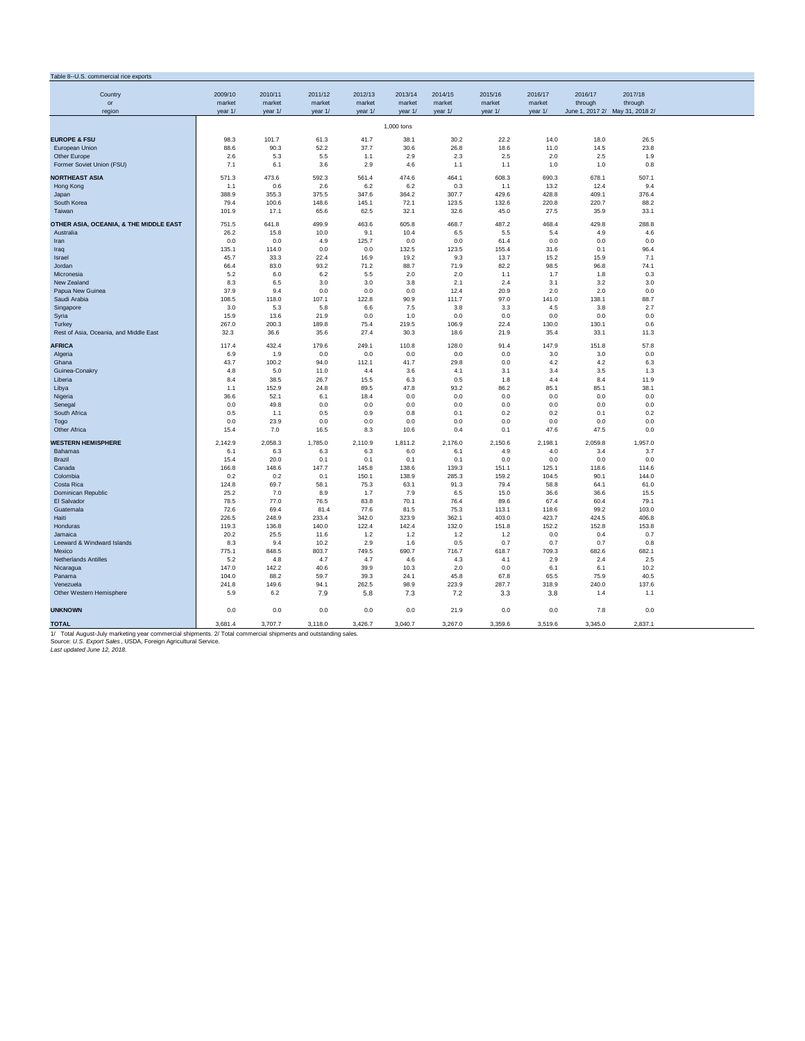Table 8--U.S. commercial rice exports

| Country or region | 2009/10 market year 1/ | 2010/11 market year 1/ | 2011/12 market year 1/ | 2012/13 market year 1/ | 2013/14 market year 1/ | 2014/15 market year 1/ | 2015/16 market year 1/ | 2016/17 market year 1/ | 2016/17 through June 1, 2017 2/ | 2017/18 through May 31, 2018 2/ |
|---|---|---|---|---|---|---|---|---|---|---|
| | | | | | 1,000 tons | | | | | |
| **EUROPE & FSU** | 98.3 | 101.7 | 61.3 | 41.7 | 38.1 | 30.2 | 22.2 | 14.0 | 18.0 | 26.5 |
| European Union | 88.6 | 90.3 | 52.2 | 37.7 | 30.6 | 26.8 | 18.6 | 11.0 | 14.5 | 23.8 |
| Other Europe | 2.6 | 5.3 | 5.5 | 1.1 | 2.9 | 2.3 | 2.5 | 2.0 | 2.5 | 1.9 |
| Former Soviet Union (FSU) | 7.1 | 6.1 | 3.6 | 2.9 | 4.6 | 1.1 | 1.1 | 1.0 | 1.0 | 0.8 |
| **NORTHEAST ASIA** | 571.3 | 473.6 | 592.3 | 561.4 | 474.6 | 464.1 | 608.3 | 690.3 | 678.1 | 507.1 |
| Hong Kong | 1.1 | 0.6 | 2.6 | 6.2 | 6.2 | 0.3 | 1.1 | 13.2 | 12.4 | 9.4 |
| Japan | 388.9 | 355.3 | 375.5 | 347.6 | 364.2 | 307.7 | 429.6 | 428.8 | 409.1 | 376.4 |
| South Korea | 79.4 | 100.6 | 148.6 | 145.1 | 72.1 | 123.5 | 132.6 | 220.8 | 220.7 | 88.2 |
| Taiwan | 101.9 | 17.1 | 65.6 | 62.5 | 32.1 | 32.6 | 45.0 | 27.5 | 35.9 | 33.1 |
| **OTHER ASIA, OCEANIA, & THE MIDDLE EAST** | 751.5 | 641.8 | 499.9 | 463.6 | 605.8 | 468.7 | 487.2 | 468.4 | 429.8 | 288.8 |
| Australia | 26.2 | 15.8 | 10.0 | 9.1 | 10.4 | 6.5 | 5.5 | 5.4 | 4.9 | 4.6 |
| Iran | 0.0 | 0.0 | 4.9 | 125.7 | 0.0 | 0.0 | 61.4 | 0.0 | 0.0 | 0.0 |
| Iraq | 135.1 | 114.0 | 0.0 | 0.0 | 132.5 | 123.5 | 155.4 | 31.6 | 0.1 | 96.4 |
| Israel | 45.7 | 33.3 | 22.4 | 16.9 | 19.2 | 9.3 | 13.7 | 15.2 | 15.9 | 7.1 |
| Jordan | 66.4 | 83.0 | 93.2 | 71.2 | 88.7 | 71.9 | 82.2 | 98.5 | 96.8 | 74.1 |
| Micronesia | 5.2 | 6.0 | 6.2 | 5.5 | 2.0 | 2.0 | 1.1 | 1.7 | 1.8 | 0.3 |
| New Zealand | 8.3 | 6.5 | 3.0 | 3.0 | 3.8 | 2.1 | 2.4 | 3.1 | 3.2 | 3.0 |
| Papua New Guinea | 37.9 | 9.4 | 0.0 | 0.0 | 0.0 | 12.4 | 20.9 | 2.0 | 2.0 | 0.0 |
| Saudi Arabia | 108.5 | 118.0 | 107.1 | 122.8 | 90.9 | 111.7 | 97.0 | 141.0 | 138.1 | 88.7 |
| Singapore | 3.0 | 5.3 | 5.8 | 6.6 | 7.5 | 3.8 | 3.3 | 4.5 | 3.8 | 2.7 |
| Syria | 15.9 | 13.6 | 21.9 | 0.0 | 1.0 | 0.0 | 0.0 | 0.0 | 0.0 | 0.0 |
| Turkey | 267.0 | 200.3 | 189.8 | 75.4 | 219.5 | 106.9 | 22.4 | 130.0 | 130.1 | 0.6 |
| Rest of Asia, Oceania, and Middle East | 32.3 | 36.6 | 35.6 | 27.4 | 30.3 | 18.6 | 21.9 | 35.4 | 33.1 | 11.3 |
| **AFRICA** | 117.4 | 432.4 | 179.6 | 249.1 | 110.8 | 128.0 | 91.4 | 147.9 | 151.8 | 57.8 |
| Algeria | 6.9 | 1.9 | 0.0 | 0.0 | 0.0 | 0.0 | 0.0 | 3.0 | 3.0 | 0.0 |
| Ghana | 43.7 | 100.2 | 94.0 | 112.1 | 41.7 | 29.8 | 0.0 | 4.2 | 4.2 | 6.3 |
| Guinea-Conakry | 4.8 | 5.0 | 11.0 | 4.4 | 3.6 | 4.1 | 3.1 | 3.4 | 3.5 | 1.3 |
| Liberia | 8.4 | 38.5 | 26.7 | 15.5 | 6.3 | 0.5 | 1.8 | 4.4 | 8.4 | 11.9 |
| Libya | 1.1 | 152.9 | 24.8 | 89.5 | 47.8 | 93.2 | 86.2 | 85.1 | 85.1 | 38.1 |
| Nigeria | 36.6 | 52.1 | 6.1 | 18.4 | 0.0 | 0.0 | 0.0 | 0.0 | 0.0 | 0.0 |
| Senegal | 0.0 | 49.8 | 0.0 | 0.0 | 0.0 | 0.0 | 0.0 | 0.0 | 0.0 | 0.0 |
| South Africa | 0.5 | 1.1 | 0.5 | 0.9 | 0.8 | 0.1 | 0.2 | 0.2 | 0.1 | 0.2 |
| Togo | 0.0 | 23.9 | 0.0 | 0.0 | 0.0 | 0.0 | 0.0 | 0.0 | 0.0 | 0.0 |
| Other Africa | 15.4 | 7.0 | 16.5 | 8.3 | 10.6 | 0.4 | 0.1 | 47.6 | 47.5 | 0.0 |
| **WESTERN HEMISPHERE** | 2,142.9 | 2,058.3 | 1,785.0 | 2,110.9 | 1,811.2 | 2,176.0 | 2,150.6 | 2,198.1 | 2,059.8 | 1,957.0 |
| Bahamas | 6.1 | 6.3 | 6.3 | 6.3 | 6.0 | 6.1 | 4.9 | 4.0 | 3.4 | 3.7 |
| Brazil | 15.4 | 20.0 | 0.1 | 0.1 | 0.1 | 0.1 | 0.0 | 0.0 | 0.0 | 0.0 |
| Canada | 166.8 | 148.6 | 147.7 | 145.8 | 138.6 | 139.3 | 151.1 | 125.1 | 118.6 | 114.6 |
| Colombia | 0.2 | 0.2 | 0.1 | 150.1 | 138.9 | 285.3 | 159.2 | 104.5 | 90.1 | 144.0 |
| Costa Rica | 124.8 | 69.7 | 58.1 | 75.3 | 63.1 | 91.3 | 79.4 | 58.8 | 64.1 | 61.0 |
| Dominican Republic | 25.2 | 7.0 | 8.9 | 1.7 | 7.9 | 6.5 | 15.0 | 36.6 | 36.6 | 15.5 |
| El Salvador | 78.5 | 77.0 | 76.5 | 83.8 | 70.1 | 76.4 | 89.6 | 67.4 | 60.4 | 79.1 |
| Guatemala | 72.6 | 69.4 | 81.4 | 77.6 | 81.5 | 75.3 | 113.1 | 118.6 | 99.2 | 103.0 |
| Haiti | 226.5 | 248.9 | 233.4 | 342.0 | 323.9 | 362.1 | 403.0 | 423.7 | 424.5 | 406.8 |
| Honduras | 119.3 | 136.8 | 140.0 | 122.4 | 142.4 | 132.0 | 151.8 | 152.2 | 152.8 | 153.8 |
| Jamaica | 20.2 | 25.5 | 11.6 | 1.2 | 1.2 | 1.2 | 1.2 | 0.0 | 0.4 | 0.7 |
| Leeward & Windward Islands | 8.3 | 9.4 | 10.2 | 2.9 | 1.6 | 0.5 | 0.7 | 0.7 | 0.7 | 0.8 |
| Mexico | 775.1 | 848.5 | 803.7 | 749.5 | 690.7 | 716.7 | 618.7 | 709.3 | 682.6 | 682.1 |
| Netherlands Antilles | 5.2 | 4.8 | 4.7 | 4.7 | 4.6 | 4.3 | 4.1 | 2.9 | 2.4 | 2.5 |
| Nicaragua | 147.0 | 142.2 | 40.6 | 39.9 | 10.3 | 2.0 | 0.0 | 6.1 | 6.1 | 10.2 |
| Panama | 104.0 | 88.2 | 59.7 | 39.3 | 24.1 | 45.8 | 67.8 | 65.5 | 75.9 | 40.5 |
| Venezuela | 241.8 | 149.6 | 94.1 | 262.5 | 98.9 | 223.9 | 287.7 | 318.9 | 240.0 | 137.6 |
| Other Western Hemisphere | 5.9 | 6.2 | 7.9 | 5.8 | 7.3 | 7.2 | 3.3 | 3.8 | 1.4 | 1.1 |
| **UNKNOWN** | 0.0 | 0.0 | 0.0 | 0.0 | 0.0 | 21.9 | 0.0 | 0.0 | 7.8 | 0.0 |
| **TOTAL** | 3,681.4 | 3,707.7 | 3,118.0 | 3,426.7 | 3,040.7 | 3,267.0 | 3,359.6 | 3,519.6 | 3,345.0 | 2,837.1 |

1/ Total August-July marketing year commercial shipments. 2/ Total commercial shipments and outstanding sales.
Source: *U.S. Export Sales*, USDA, Foreign Agricultural Service.
*Last updated June 12, 2018.*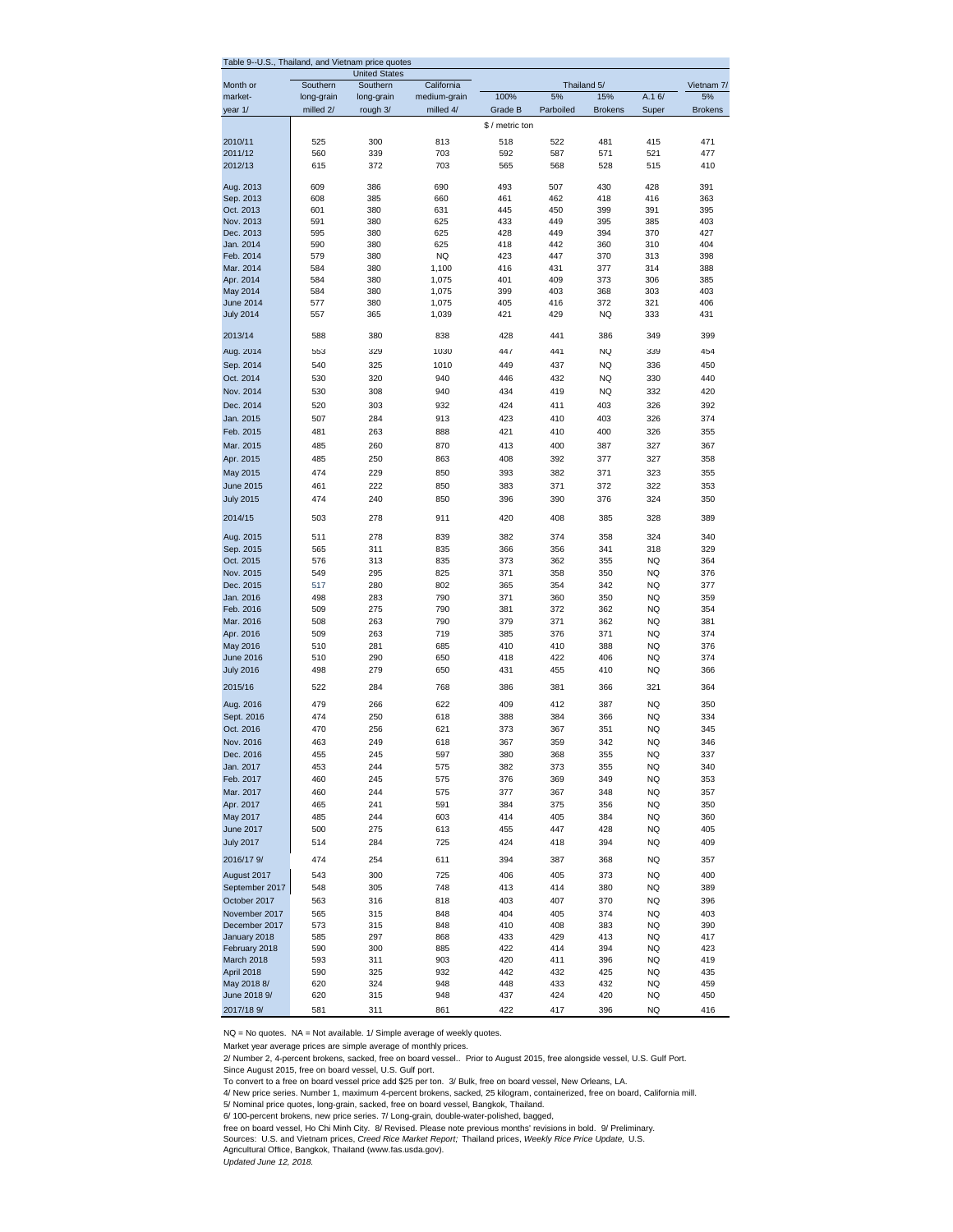Table 9--U.S., Thailand, and Vietnam price quotes

| Month or market-year 1/ | United States Southern long-grain milled 2/ | Southern long-grain rough 3/ | California medium-grain milled 4/ | Thailand 5/ 100% Grade B | 5% Parboiled | 15% Brokens | A.1 6/ Super | Vietnam 7/ 5% Brokens |
|---|---|---|---|---|---|---|---|---|
| | | | | $ / metric ton | | | | |
| 2010/11 | 525 | 300 | 813 | 518 | 522 | 481 | 415 | 471 |
| 2011/12 | 560 | 339 | 703 | 592 | 587 | 571 | 521 | 477 |
| 2012/13 | 615 | 372 | 703 | 565 | 568 | 528 | 515 | 410 |
| Aug. 2013 | 609 | 386 | 690 | 493 | 507 | 430 | 428 | 391 |
| Sep. 2013 | 608 | 385 | 660 | 461 | 462 | 418 | 416 | 363 |
| Oct. 2013 | 601 | 380 | 631 | 445 | 450 | 399 | 391 | 395 |
| Nov. 2013 | 591 | 380 | 625 | 433 | 449 | 395 | 385 | 403 |
| Dec. 2013 | 595 | 380 | 625 | 428 | 449 | 394 | 370 | 427 |
| Jan. 2014 | 590 | 380 | 625 | 418 | 442 | 360 | 310 | 404 |
| Feb. 2014 | 579 | 380 | NQ | 423 | 447 | 370 | 313 | 398 |
| Mar. 2014 | 584 | 380 | 1,100 | 416 | 431 | 377 | 314 | 388 |
| Apr. 2014 | 584 | 380 | 1,075 | 401 | 409 | 373 | 306 | 385 |
| May 2014 | 584 | 380 | 1,075 | 399 | 403 | 368 | 303 | 403 |
| June 2014 | 577 | 380 | 1,075 | 405 | 416 | 372 | 321 | 406 |
| July 2014 | 557 | 365 | 1,039 | 421 | 429 | NQ | 333 | 431 |
| 2013/14 | 588 | 380 | 838 | 428 | 441 | 386 | 349 | 399 |
| Aug. 2014 | 553 | 329 | 1030 | 447 | 441 | NQ | 339 | 454 |
| Sep. 2014 | 540 | 325 | 1010 | 449 | 437 | NQ | 336 | 450 |
| Oct. 2014 | 530 | 320 | 940 | 446 | 432 | NQ | 330 | 440 |
| Nov. 2014 | 530 | 308 | 940 | 434 | 419 | NQ | 332 | 420 |
| Dec. 2014 | 520 | 303 | 932 | 424 | 411 | 403 | 326 | 392 |
| Jan. 2015 | 507 | 284 | 913 | 423 | 410 | 403 | 326 | 374 |
| Feb. 2015 | 481 | 263 | 888 | 421 | 410 | 400 | 326 | 355 |
| Mar. 2015 | 485 | 260 | 870 | 413 | 400 | 387 | 327 | 367 |
| Apr. 2015 | 485 | 250 | 863 | 408 | 392 | 377 | 327 | 358 |
| May 2015 | 474 | 229 | 850 | 393 | 382 | 371 | 323 | 355 |
| June 2015 | 461 | 222 | 850 | 383 | 371 | 372 | 322 | 353 |
| July 2015 | 474 | 240 | 850 | 396 | 390 | 376 | 324 | 350 |
| 2014/15 | 503 | 278 | 911 | 420 | 408 | 385 | 328 | 389 |
| Aug. 2015 | 511 | 278 | 839 | 382 | 374 | 358 | 324 | 340 |
| Sep. 2015 | 565 | 311 | 835 | 366 | 356 | 341 | 318 | 329 |
| Oct. 2015 | 576 | 313 | 835 | 373 | 362 | 355 | NQ | 364 |
| Nov. 2015 | 549 | 295 | 825 | 371 | 358 | 350 | NQ | 376 |
| Dec. 2015 | 517 | 280 | 802 | 365 | 354 | 342 | NQ | 377 |
| Jan. 2016 | 498 | 283 | 790 | 371 | 360 | 350 | NQ | 359 |
| Feb. 2016 | 509 | 275 | 790 | 381 | 372 | 362 | NQ | 354 |
| Mar. 2016 | 508 | 263 | 790 | 379 | 371 | 362 | NQ | 381 |
| Apr. 2016 | 509 | 263 | 719 | 385 | 376 | 371 | NQ | 374 |
| May 2016 | 510 | 281 | 685 | 410 | 410 | 388 | NQ | 376 |
| June 2016 | 510 | 290 | 650 | 418 | 422 | 406 | NQ | 374 |
| July 2016 | 498 | 279 | 650 | 431 | 455 | 410 | NQ | 366 |
| 2015/16 | 522 | 284 | 768 | 386 | 381 | 366 | 321 | 364 |
| Aug. 2016 | 479 | 266 | 622 | 409 | 412 | 387 | NQ | 350 |
| Sept. 2016 | 474 | 250 | 618 | 388 | 384 | 366 | NQ | 334 |
| Oct. 2016 | 470 | 256 | 621 | 373 | 367 | 351 | NQ | 345 |
| Nov. 2016 | 463 | 249 | 618 | 367 | 359 | 342 | NQ | 346 |
| Dec. 2016 | 455 | 245 | 597 | 380 | 368 | 355 | NQ | 337 |
| Jan. 2017 | 453 | 244 | 575 | 382 | 373 | 355 | NQ | 340 |
| Feb. 2017 | 460 | 245 | 575 | 376 | 369 | 349 | NQ | 353 |
| Mar. 2017 | 460 | 244 | 575 | 377 | 367 | 348 | NQ | 357 |
| Apr. 2017 | 465 | 241 | 591 | 384 | 375 | 356 | NQ | 350 |
| May 2017 | 485 | 244 | 603 | 414 | 405 | 384 | NQ | 360 |
| June 2017 | 500 | 275 | 613 | 455 | 447 | 428 | NQ | 405 |
| July 2017 | 514 | 284 | 725 | 424 | 418 | 394 | NQ | 409 |
| 2016/17 9/ | 474 | 254 | 611 | 394 | 387 | 368 | NQ | 357 |
| August 2017 | 543 | 300 | 725 | 406 | 405 | 373 | NQ | 400 |
| September 2017 | 548 | 305 | 748 | 413 | 414 | 380 | NQ | 389 |
| October 2017 | 563 | 316 | 818 | 403 | 407 | 370 | NQ | 396 |
| November 2017 | 565 | 315 | 848 | 404 | 405 | 374 | NQ | 403 |
| December 2017 | 573 | 315 | 848 | 410 | 408 | 383 | NQ | 390 |
| January 2018 | 585 | 297 | 868 | 433 | 429 | 413 | NQ | 417 |
| February 2018 | 590 | 300 | 885 | 422 | 414 | 394 | NQ | 423 |
| March 2018 | 593 | 311 | 903 | 420 | 411 | 396 | NQ | 419 |
| April 2018 | 590 | 325 | 932 | 442 | 432 | 425 | NQ | 435 |
| May 2018 8/ | 620 | 324 | 948 | 448 | 433 | 432 | NQ | 459 |
| June 2018 9/ | 620 | 315 | 948 | 437 | 424 | 420 | NQ | 450 |
| 2017/18 9/ | 581 | 311 | 861 | 422 | 417 | 396 | NQ | 416 |

NQ = No quotes. NA = Not available. 1/ Simple average of weekly quotes.

Market year average prices are simple average of monthly prices.

2/ Number 2, 4-percent brokens, sacked, free on board vessel.. Prior to August 2015, free alongside vessel, U.S. Gulf Port. Since August 2015, free on board vessel, U.S. Gulf port.

To convert to a free on board vessel price add $25 per ton. 3/ Bulk, free on board vessel, New Orleans, LA.

4/ New price series. Number 1, maximum 4-percent brokens, sacked, 25 kilogram, containerized, free on board, California mill.

5/ Nominal price quotes, long-grain, sacked, free on board vessel, Bangkok, Thailand.

6/ 100-percent brokens, new price series. 7/ Long-grain, double-water-polished, bagged,

free on board vessel, Ho Chi Minh City. 8/ Revised. Please note previous months' revisions in bold. 9/ Preliminary.

Sources: U.S. and Vietnam prices, *Creed Rice Market Report;* Thailand prices, *Weekly Rice Price Update,* U.S. Agricultural Office, Bangkok, Thailand (www.fas.usda.gov).

*Updated June 12, 2018.*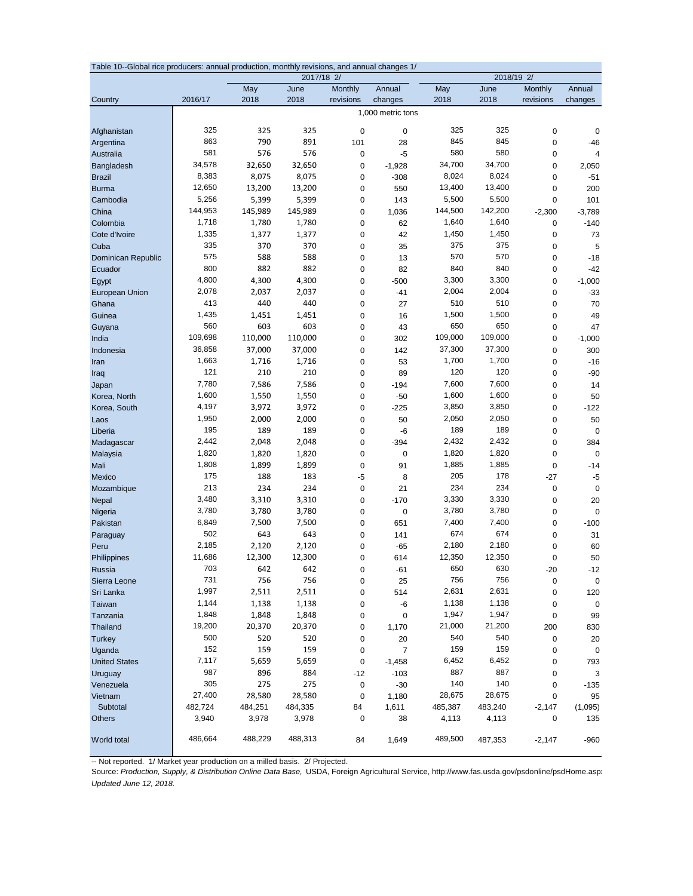Table 10--Global rice producers: annual production, monthly revisions, and annual changes 1/

| Country | 2016/17 | 2017/18 2/ May 2018 | 2017/18 2/ June 2018 | 2017/18 2/ Monthly revisions | 2017/18 2/ Annual changes | 2018/19 2/ May 2018 | 2018/19 2/ June 2018 | 2018/19 2/ Monthly revisions | 2018/19 2/ Annual changes |
|---|---|---|---|---|---|---|---|---|---|
| | 1,000 metric tons | | | | | | | | |
| Afghanistan | 325 | 325 | 325 | 0 | 0 | 325 | 325 | 0 | 0 |
| Argentina | 863 | 790 | 891 | 101 | 28 | 845 | 845 | 0 | -46 |
| Australia | 581 | 576 | 576 | 0 | -5 | 580 | 580 | 0 | 4 |
| Bangladesh | 34,578 | 32,650 | 32,650 | 0 | -1,928 | 34,700 | 34,700 | 0 | 2,050 |
| Brazil | 8,383 | 8,075 | 8,075 | 0 | -308 | 8,024 | 8,024 | 0 | -51 |
| Burma | 12,650 | 13,200 | 13,200 | 0 | 550 | 13,400 | 13,400 | 0 | 200 |
| Cambodia | 5,256 | 5,399 | 5,399 | 0 | 143 | 5,500 | 5,500 | 0 | 101 |
| China | 144,953 | 145,989 | 145,989 | 0 | 1,036 | 144,500 | 142,200 | -2,300 | -3,789 |
| Colombia | 1,718 | 1,780 | 1,780 | 0 | 62 | 1,640 | 1,640 | 0 | -140 |
| Cote d'Ivoire | 1,335 | 1,377 | 1,377 | 0 | 42 | 1,450 | 1,450 | 0 | 73 |
| Cuba | 335 | 370 | 370 | 0 | 35 | 375 | 375 | 0 | 5 |
| Dominican Republic | 575 | 588 | 588 | 0 | 13 | 570 | 570 | 0 | -18 |
| Ecuador | 800 | 882 | 882 | 0 | 82 | 840 | 840 | 0 | -42 |
| Egypt | 4,800 | 4,300 | 4,300 | 0 | -500 | 3,300 | 3,300 | 0 | -1,000 |
| European Union | 2,078 | 2,037 | 2,037 | 0 | -41 | 2,004 | 2,004 | 0 | -33 |
| Ghana | 413 | 440 | 440 | 0 | 27 | 510 | 510 | 0 | 70 |
| Guinea | 1,435 | 1,451 | 1,451 | 0 | 16 | 1,500 | 1,500 | 0 | 49 |
| Guyana | 560 | 603 | 603 | 0 | 43 | 650 | 650 | 0 | 47 |
| India | 109,698 | 110,000 | 110,000 | 0 | 302 | 109,000 | 109,000 | 0 | -1,000 |
| Indonesia | 36,858 | 37,000 | 37,000 | 0 | 142 | 37,300 | 37,300 | 0 | 300 |
| Iran | 1,663 | 1,716 | 1,716 | 0 | 53 | 1,700 | 1,700 | 0 | -16 |
| Iraq | 121 | 210 | 210 | 0 | 89 | 120 | 120 | 0 | -90 |
| Japan | 7,780 | 7,586 | 7,586 | 0 | -194 | 7,600 | 7,600 | 0 | 14 |
| Korea, North | 1,600 | 1,550 | 1,550 | 0 | -50 | 1,600 | 1,600 | 0 | 50 |
| Korea, South | 4,197 | 3,972 | 3,972 | 0 | -225 | 3,850 | 3,850 | 0 | -122 |
| Laos | 1,950 | 2,000 | 2,000 | 0 | 50 | 2,050 | 2,050 | 0 | 50 |
| Liberia | 195 | 189 | 189 | 0 | -6 | 189 | 189 | 0 | 0 |
| Madagascar | 2,442 | 2,048 | 2,048 | 0 | -394 | 2,432 | 2,432 | 0 | 384 |
| Malaysia | 1,820 | 1,820 | 1,820 | 0 | 0 | 1,820 | 1,820 | 0 | 0 |
| Mali | 1,808 | 1,899 | 1,899 | 0 | 91 | 1,885 | 1,885 | 0 | -14 |
| Mexico | 175 | 188 | 183 | -5 | 8 | 205 | 178 | -27 | -5 |
| Mozambique | 213 | 234 | 234 | 0 | 21 | 234 | 234 | 0 | 0 |
| Nepal | 3,480 | 3,310 | 3,310 | 0 | -170 | 3,330 | 3,330 | 0 | 20 |
| Nigeria | 3,780 | 3,780 | 3,780 | 0 | 0 | 3,780 | 3,780 | 0 | 0 |
| Pakistan | 6,849 | 7,500 | 7,500 | 0 | 651 | 7,400 | 7,400 | 0 | -100 |
| Paraguay | 502 | 643 | 643 | 0 | 141 | 674 | 674 | 0 | 31 |
| Peru | 2,185 | 2,120 | 2,120 | 0 | -65 | 2,180 | 2,180 | 0 | 60 |
| Philippines | 11,686 | 12,300 | 12,300 | 0 | 614 | 12,350 | 12,350 | 0 | 50 |
| Russia | 703 | 642 | 642 | 0 | -61 | 650 | 630 | -20 | -12 |
| Sierra Leone | 731 | 756 | 756 | 0 | 25 | 756 | 756 | 0 | 0 |
| Sri Lanka | 1,997 | 2,511 | 2,511 | 0 | 514 | 2,631 | 2,631 | 0 | 120 |
| Taiwan | 1,144 | 1,138 | 1,138 | 0 | -6 | 1,138 | 1,138 | 0 | 0 |
| Tanzania | 1,848 | 1,848 | 1,848 | 0 | 0 | 1,947 | 1,947 | 0 | 99 |
| Thailand | 19,200 | 20,370 | 20,370 | 0 | 1,170 | 21,000 | 21,200 | 200 | 830 |
| Turkey | 500 | 520 | 520 | 0 | 20 | 540 | 540 | 0 | 20 |
| Uganda | 152 | 159 | 159 | 0 | 7 | 159 | 159 | 0 | 0 |
| United States | 7,117 | 5,659 | 5,659 | 0 | -1,458 | 6,452 | 6,452 | 0 | 793 |
| Uruguay | 987 | 896 | 884 | -12 | -103 | 887 | 887 | 0 | 3 |
| Venezuela | 305 | 275 | 275 | 0 | -30 | 140 | 140 | 0 | -135 |
| Vietnam | 27,400 | 28,580 | 28,580 | 0 | 1,180 | 28,675 | 28,675 | 0 | 95 |
| Subtotal | 482,724 | 484,251 | 484,335 | 84 | 1,611 | 485,387 | 483,240 | -2,147 | (1,095) |
| Others | 3,940 | 3,978 | 3,978 | 0 | 38 | 4,113 | 4,113 | 0 | 135 |
| World total | 486,664 | 488,229 | 488,313 | 84 | 1,649 | 489,500 | 487,353 | -2,147 | -960 |

-- Not reported. 1/ Market year production on a milled basis. 2/ Projected.

Source: *Production, Supply, & Distribution Online Data Base,* USDA, Foreign Agricultural Service, http://www.fas.usda.gov/psdonline/psdHome.asp:

*Updated June 12, 2018.*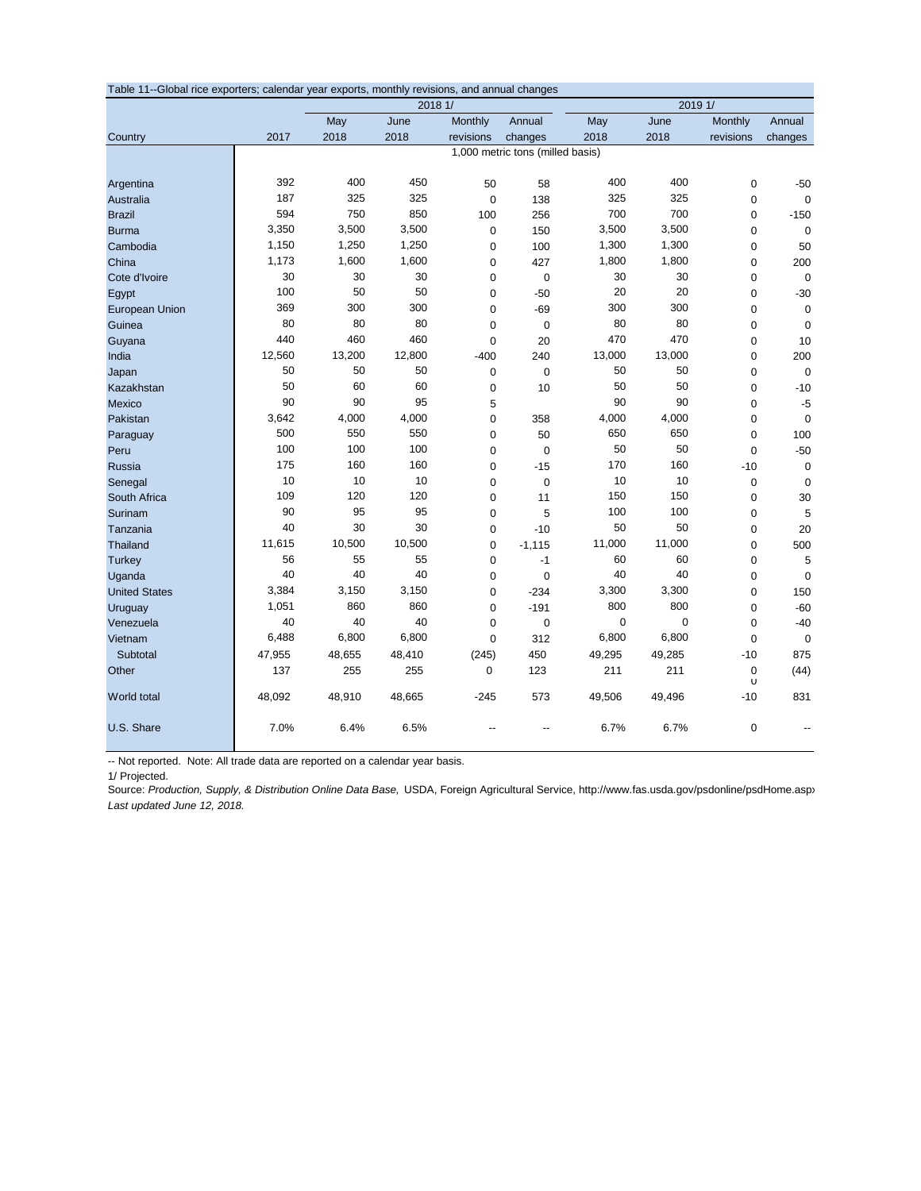Table 11--Global rice exporters; calendar year exports, monthly revisions, and annual changes

| Country | 2017 | 2018 1/ | | | | 2019 1/ | | | |
|---|---|---|---|---|---|---|---|---|---|
| | | May 2018 | June 2018 | Monthly revisions | Annual changes | May 2018 | June 2018 | Monthly revisions | Annual changes |
| | 1,000 metric tons (milled basis) | | | | | | | | |
| Argentina | 392 | 400 | 450 | 50 | 58 | 400 | 400 | 0 | -50 |
| Australia | 187 | 325 | 325 | 0 | 138 | 325 | 325 | 0 | 0 |
| Brazil | 594 | 750 | 850 | 100 | 256 | 700 | 700 | 0 | -150 |
| Burma | 3,350 | 3,500 | 3,500 | 0 | 150 | 3,500 | 3,500 | 0 | 0 |
| Cambodia | 1,150 | 1,250 | 1,250 | 0 | 100 | 1,300 | 1,300 | 0 | 50 |
| China | 1,173 | 1,600 | 1,600 | 0 | 427 | 1,800 | 1,800 | 0 | 200 |
| Cote d'Ivoire | 30 | 30 | 30 | 0 | 0 | 30 | 30 | 0 | 0 |
| Egypt | 100 | 50 | 50 | 0 | -50 | 20 | 20 | 0 | -30 |
| European Union | 369 | 300 | 300 | 0 | -69 | 300 | 300 | 0 | 0 |
| Guinea | 80 | 80 | 80 | 0 | 0 | 80 | 80 | 0 | 0 |
| Guyana | 440 | 460 | 460 | 0 | 20 | 470 | 470 | 0 | 10 |
| India | 12,560 | 13,200 | 12,800 | -400 | 240 | 13,000 | 13,000 | 0 | 200 |
| Japan | 50 | 50 | 50 | 0 | 0 | 50 | 50 | 0 | 0 |
| Kazakhstan | 50 | 60 | 60 | 0 | 10 | 50 | 50 | 0 | -10 |
| Mexico | 90 | 90 | 95 | 5 | | 90 | 90 | 0 | -5 |
| Pakistan | 3,642 | 4,000 | 4,000 | 0 | 358 | 4,000 | 4,000 | 0 | 0 |
| Paraguay | 500 | 550 | 550 | 0 | 50 | 650 | 650 | 0 | 100 |
| Peru | 100 | 100 | 100 | 0 | 0 | 50 | 50 | 0 | -50 |
| Russia | 175 | 160 | 160 | 0 | -15 | 170 | 160 | -10 | 0 |
| Senegal | 10 | 10 | 10 | 0 | 0 | 10 | 10 | 0 | 0 |
| South Africa | 109 | 120 | 120 | 0 | 11 | 150 | 150 | 0 | 30 |
| Surinam | 90 | 95 | 95 | 0 | 5 | 100 | 100 | 0 | 5 |
| Tanzania | 40 | 30 | 30 | 0 | -10 | 50 | 50 | 0 | 20 |
| Thailand | 11,615 | 10,500 | 10,500 | 0 | -1,115 | 11,000 | 11,000 | 0 | 500 |
| Turkey | 56 | 55 | 55 | 0 | -1 | 60 | 60 | 0 | 5 |
| Uganda | 40 | 40 | 40 | 0 | 0 | 40 | 40 | 0 | 0 |
| United States | 3,384 | 3,150 | 3,150 | 0 | -234 | 3,300 | 3,300 | 0 | 150 |
| Uruguay | 1,051 | 860 | 860 | 0 | -191 | 800 | 800 | 0 | -60 |
| Venezuela | 40 | 40 | 40 | 0 | 0 | 0 | 0 | 0 | -40 |
| Vietnam | 6,488 | 6,800 | 6,800 | 0 | 312 | 6,800 | 6,800 | 0 | 0 |
| Subtotal | 47,955 | 48,655 | 48,410 | (245) | 450 | 49,295 | 49,285 | -10 | 875 |
| Other | 137 | 255 | 255 | 0 | 123 | 211 | 211 | 0 | (44) |
| World total | 48,092 | 48,910 | 48,665 | -245 | 573 | 49,506 | 49,496 | -10 | 831 |
| U.S. Share | 7.0% | 6.4% | 6.5% | -- | -- | 6.7% | 6.7% | 0 | -- |

-- Not reported. Note: All trade data are reported on a calendar year basis.

1/ Projected.

Source: *Production, Supply, & Distribution Online Data Base,* USDA, Foreign Agricultural Service, http://www.fas.usda.gov/psdonline/psdHome.aspx

*Last updated June 12, 2018.*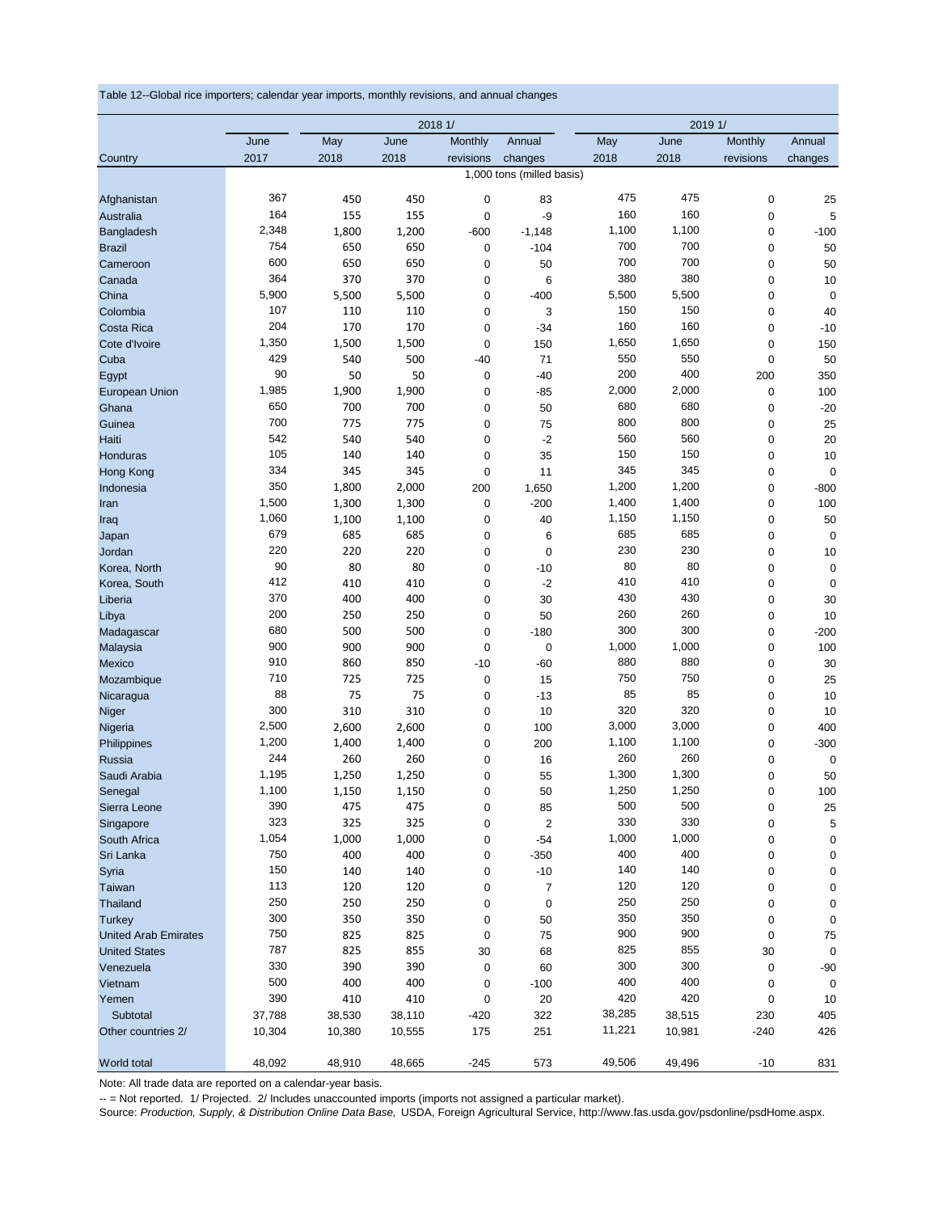Table 12--Global rice importers; calendar year imports, monthly revisions, and annual changes

| | | 2018 1/ | | | | 2019 1/ | | | |
|---|---|---|---|---|---|---|---|---|---|
| | June | May | June | Monthly | Annual | May | June | Monthly | Annual |
| Country | 2017 | 2018 | 2018 | revisions | changes | 2018 | 2018 | revisions | changes |
| | | | | | 1,000 tons (milled basis) | | | | |
| Afghanistan | 367 | 450 | 450 | 0 | 83 | 475 | 475 | 0 | 25 |
| Australia | 164 | 155 | 155 | 0 | -9 | 160 | 160 | 0 | 5 |
| Bangladesh | 2,348 | 1,800 | 1,200 | -600 | -1,148 | 1,100 | 1,100 | 0 | -100 |
| Brazil | 754 | 650 | 650 | 0 | -104 | 700 | 700 | 0 | 50 |
| Cameroon | 600 | 650 | 650 | 0 | 50 | 700 | 700 | 0 | 50 |
| Canada | 364 | 370 | 370 | 0 | 6 | 380 | 380 | 0 | 10 |
| China | 5,900 | 5,500 | 5,500 | 0 | -400 | 5,500 | 5,500 | 0 | 0 |
| Colombia | 107 | 110 | 110 | 0 | 3 | 150 | 150 | 0 | 40 |
| Costa Rica | 204 | 170 | 170 | 0 | -34 | 160 | 160 | 0 | -10 |
| Cote d'Ivoire | 1,350 | 1,500 | 1,500 | 0 | 150 | 1,650 | 1,650 | 0 | 150 |
| Cuba | 429 | 540 | 500 | -40 | 71 | 550 | 550 | 0 | 50 |
| Egypt | 90 | 50 | 50 | 0 | -40 | 200 | 400 | 200 | 350 |
| European Union | 1,985 | 1,900 | 1,900 | 0 | -85 | 2,000 | 2,000 | 0 | 100 |
| Ghana | 650 | 700 | 700 | 0 | 50 | 680 | 680 | 0 | -20 |
| Guinea | 700 | 775 | 775 | 0 | 75 | 800 | 800 | 0 | 25 |
| Haiti | 542 | 540 | 540 | 0 | -2 | 560 | 560 | 0 | 20 |
| Honduras | 105 | 140 | 140 | 0 | 35 | 150 | 150 | 0 | 10 |
| Hong Kong | 334 | 345 | 345 | 0 | 11 | 345 | 345 | 0 | 0 |
| Indonesia | 350 | 1,800 | 2,000 | 200 | 1,650 | 1,200 | 1,200 | 0 | -800 |
| Iran | 1,500 | 1,300 | 1,300 | 0 | -200 | 1,400 | 1,400 | 0 | 100 |
| Iraq | 1,060 | 1,100 | 1,100 | 0 | 40 | 1,150 | 1,150 | 0 | 50 |
| Japan | 679 | 685 | 685 | 0 | 6 | 685 | 685 | 0 | 0 |
| Jordan | 220 | 220 | 220 | 0 | 0 | 230 | 230 | 0 | 10 |
| Korea, North | 90 | 80 | 80 | 0 | -10 | 80 | 80 | 0 | 0 |
| Korea, South | 412 | 410 | 410 | 0 | -2 | 410 | 410 | 0 | 0 |
| Liberia | 370 | 400 | 400 | 0 | 30 | 430 | 430 | 0 | 30 |
| Libya | 200 | 250 | 250 | 0 | 50 | 260 | 260 | 0 | 10 |
| Madagascar | 680 | 500 | 500 | 0 | -180 | 300 | 300 | 0 | -200 |
| Malaysia | 900 | 900 | 900 | 0 | 0 | 1,000 | 1,000 | 0 | 100 |
| Mexico | 910 | 860 | 850 | -10 | -60 | 880 | 880 | 0 | 30 |
| Mozambique | 710 | 725 | 725 | 0 | 15 | 750 | 750 | 0 | 25 |
| Nicaragua | 88 | 75 | 75 | 0 | -13 | 85 | 85 | 0 | 10 |
| Niger | 300 | 310 | 310 | 0 | 10 | 320 | 320 | 0 | 10 |
| Nigeria | 2,500 | 2,600 | 2,600 | 0 | 100 | 3,000 | 3,000 | 0 | 400 |
| Philippines | 1,200 | 1,400 | 1,400 | 0 | 200 | 1,100 | 1,100 | 0 | -300 |
| Russia | 244 | 260 | 260 | 0 | 16 | 260 | 260 | 0 | 0 |
| Saudi Arabia | 1,195 | 1,250 | 1,250 | 0 | 55 | 1,300 | 1,300 | 0 | 50 |
| Senegal | 1,100 | 1,150 | 1,150 | 0 | 50 | 1,250 | 1,250 | 0 | 100 |
| Sierra Leone | 390 | 475 | 475 | 0 | 85 | 500 | 500 | 0 | 25 |
| Singapore | 323 | 325 | 325 | 0 | 2 | 330 | 330 | 0 | 5 |
| South Africa | 1,054 | 1,000 | 1,000 | 0 | -54 | 1,000 | 1,000 | 0 | 0 |
| Sri Lanka | 750 | 400 | 400 | 0 | -350 | 400 | 400 | 0 | 0 |
| Syria | 150 | 140 | 140 | 0 | -10 | 140 | 140 | 0 | 0 |
| Taiwan | 113 | 120 | 120 | 0 | 7 | 120 | 120 | 0 | 0 |
| Thailand | 250 | 250 | 250 | 0 | 0 | 250 | 250 | 0 | 0 |
| Turkey | 300 | 350 | 350 | 0 | 50 | 350 | 350 | 0 | 0 |
| United Arab Emirates | 750 | 825 | 825 | 0 | 75 | 900 | 900 | 0 | 75 |
| United States | 787 | 825 | 855 | 30 | 68 | 825 | 855 | 30 | 0 |
| Venezuela | 330 | 390 | 390 | 0 | 60 | 300 | 300 | 0 | -90 |
| Vietnam | 500 | 400 | 400 | 0 | -100 | 400 | 400 | 0 | 0 |
| Yemen | 390 | 410 | 410 | 0 | 20 | 420 | 420 | 0 | 10 |
| Subtotal | 37,788 | 38,530 | 38,110 | -420 | 322 | 38,285 | 38,515 | 230 | 405 |
| Other countries 2/ | 10,304 | 10,380 | 10,555 | 175 | 251 | 11,221 | 10,981 | -240 | 426 |
| World total | 48,092 | 48,910 | 48,665 | -245 | 573 | 49,506 | 49,496 | -10 | 831 |

Note: All trade data are reported on a calendar-year basis.

-- = Not reported. 1/ Projected. 2/ Includes unaccounted imports (imports not assigned a particular market).

Source: *Production, Supply, & Distribution Online Data Base,* USDA, Foreign Agricultural Service, http://www.fas.usda.gov/psdonline/psdHome.aspx.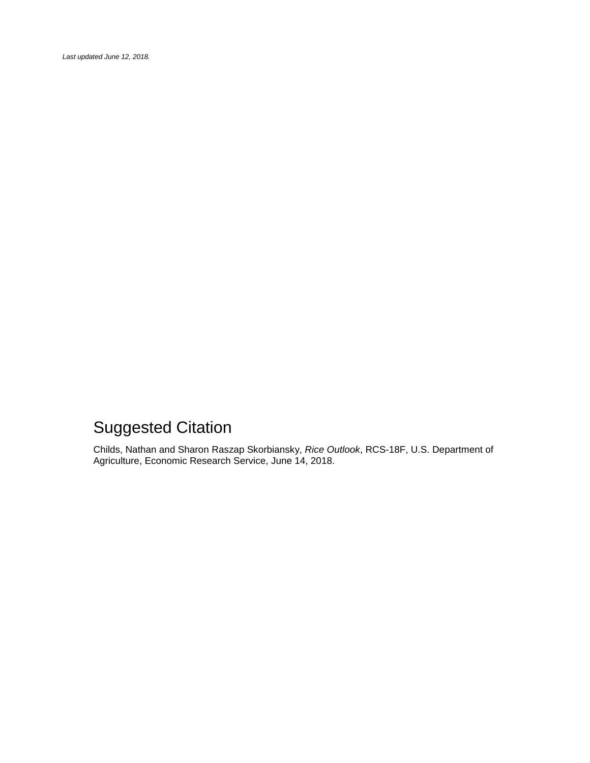*Last updated June 12, 2018.*

## Suggested Citation

Childs, Nathan and Sharon Raszap Skorbiansky, *Rice Outlook*, RCS-18F, U.S. Department of Agriculture, Economic Research Service, June 14, 2018.